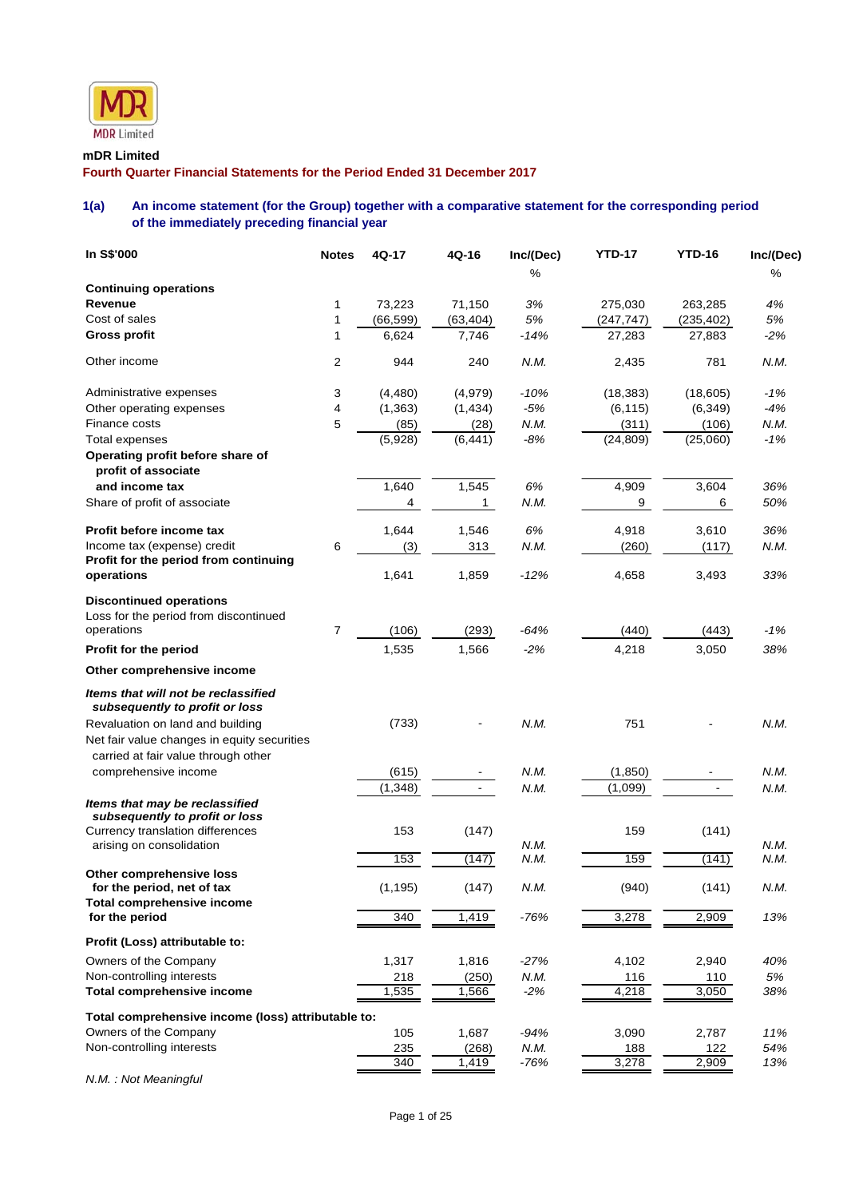**mDR Limited**

**Fourth Quarter Financial Statements for the Period Ended 31 December 2017**

### 1(a) An income statement (for the Group) together with a comparative statement for the corresponding period of the immediately preceding financial year

| In S$'000 | Notes | 4Q-17 | 4Q-16 | Inc/(Dec) % | YTD-17 | YTD-16 | Inc/(Dec) % |
|---|---|---|---|---|---|---|---|
| **Continuing operations** | | | | | | | |
| **Revenue** | 1 | 73,223 | 71,150 | *3%* | 275,030 | 263,285 | *4%* |
| Cost of sales | 1 | (66,599) | (63,404) | *5%* | (247,747) | (235,402) | *5%* |
| **Gross profit** | 1 | 6,624 | 7,746 | *-14%* | 27,283 | 27,883 | *-2%* |
| Other income | 2 | 944 | 240 | *N.M.* | 2,435 | 781 | *N.M.* |
| Administrative expenses | 3 | (4,480) | (4,979) | *-10%* | (18,383) | (18,605) | *-1%* |
| Other operating expenses | 4 | (1,363) | (1,434) | *-5%* | (6,115) | (6,349) | *-4%* |
| Finance costs | 5 | (85) | (28) | *N.M.* | (311) | (106) | *N.M.* |
| Total expenses | | (5,928) | (6,441) | *-8%* | (24,809) | (25,060) | *-1%* |
| **Operating profit before share of profit of associate and income tax** | | 1,640 | 1,545 | *6%* | 4,909 | 3,604 | *36%* |
| Share of profit of associate | | 4 | 1 | *N.M.* | 9 | 6 | *50%* |
| **Profit before income tax** | | 1,644 | 1,546 | *6%* | 4,918 | 3,610 | *36%* |
| Income tax (expense) credit | 6 | (3) | 313 | *N.M.* | (260) | (117) | *N.M.* |
| **Profit for the period from continuing operations** | | 1,641 | 1,859 | *-12%* | 4,658 | 3,493 | *33%* |
| **Discontinued operations** | | | | | | | |
| Loss for the period from discontinued operations | 7 | (106) | (293) | *-64%* | (440) | (443) | *-1%* |
| **Profit for the period** | | 1,535 | 1,566 | *-2%* | 4,218 | 3,050 | *38%* |
| **Other comprehensive income** | | | | | | | |
| ***Items that will not be reclassified subsequently to profit or loss*** | | | | | | | |
| Revaluation on land and building | | (733) | - | *N.M.* | 751 | - | *N.M.* |
| Net fair value changes in equity securities carried at fair value through other comprehensive income | | (615) | - | *N.M.* | (1,850) | - | *N.M.* |
| | | (1,348) | - | *N.M.* | (1,099) | - | *N.M.* |
| ***Items that may be reclassified subsequently to profit or loss*** | | | | | | | |
| Currency translation differences arising on consolidation | | 153 | (147) | *N.M.* | 159 | (141) | *N.M.* |
| | | 153 | (147) | *N.M.* | 159 | (141) | *N.M.* |
| **Other comprehensive loss for the period, net of tax** | | (1,195) | (147) | *N.M.* | (940) | (141) | *N.M.* |
| **Total comprehensive income for the period** | | 340 | 1,419 | *-76%* | 3,278 | 2,909 | *13%* |
| **Profit (Loss) attributable to:** | | | | | | | |
| Owners of the Company | | 1,317 | 1,816 | *-27%* | 4,102 | 2,940 | *40%* |
| Non-controlling interests | | 218 | (250) | *N.M.* | 116 | 110 | *5%* |
| **Total comprehensive income** | | 1,535 | 1,566 | *-2%* | 4,218 | 3,050 | *38%* |
| **Total comprehensive income (loss) attributable to:** | | | | | | | |
| Owners of the Company | | 105 | 1,687 | *-94%* | 3,090 | 2,787 | *11%* |
| Non-controlling interests | | 235 | (268) | *N.M.* | 188 | 122 | *54%* |
| | | 340 | 1,419 | *-76%* | 3,278 | 2,909 | *13%* |

*N.M. : Not Meaningful*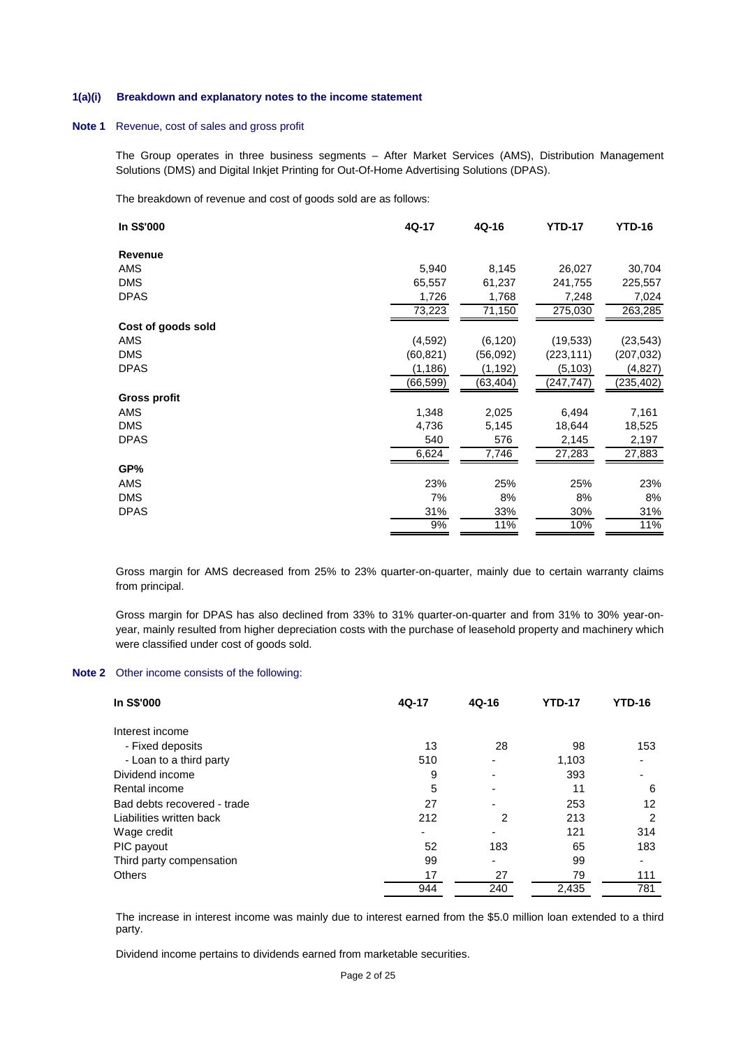## 1(a)(i) Breakdown and explanatory notes to the income statement

### Note 1 Revenue, cost of sales and gross profit

The Group operates in three business segments – After Market Services (AMS), Distribution Management Solutions (DMS) and Digital Inkjet Printing for Out-Of-Home Advertising Solutions (DPAS).

The breakdown of revenue and cost of goods sold are as follows:

| In S$'000 | 4Q-17 | 4Q-16 | YTD-17 | YTD-16 |
|---|---|---|---|---|
| **Revenue** | | | | |
| AMS | 5,940 | 8,145 | 26,027 | 30,704 |
| DMS | 65,557 | 61,237 | 241,755 | 225,557 |
| DPAS | 1,726 | 1,768 | 7,248 | 7,024 |
| | 73,223 | 71,150 | 275,030 | 263,285 |
| **Cost of goods sold** | | | | |
| AMS | (4,592) | (6,120) | (19,533) | (23,543) |
| DMS | (60,821) | (56,092) | (223,111) | (207,032) |
| DPAS | (1,186) | (1,192) | (5,103) | (4,827) |
| | (66,599) | (63,404) | (247,747) | (235,402) |
| **Gross profit** | | | | |
| AMS | 1,348 | 2,025 | 6,494 | 7,161 |
| DMS | 4,736 | 5,145 | 18,644 | 18,525 |
| DPAS | 540 | 576 | 2,145 | 2,197 |
| | 6,624 | 7,746 | 27,283 | 27,883 |
| **GP%** | | | | |
| AMS | 23% | 25% | 25% | 23% |
| DMS | 7% | 8% | 8% | 8% |
| DPAS | 31% | 33% | 30% | 31% |
| | 9% | 11% | 10% | 11% |

Gross margin for AMS decreased from 25% to 23% quarter-on-quarter, mainly due to certain warranty claims from principal.

Gross margin for DPAS has also declined from 33% to 31% quarter-on-quarter and from 31% to 30% year-on-year, mainly resulted from higher depreciation costs with the purchase of leasehold property and machinery which were classified under cost of goods sold.

### Note 2 Other income consists of the following:

| In S$'000 | 4Q-17 | 4Q-16 | YTD-17 | YTD-16 |
|---|---|---|---|---|
| Interest income | | | | |
| - Fixed deposits | 13 | 28 | 98 | 153 |
| - Loan to a third party | 510 | - | 1,103 | - |
| Dividend income | 9 | - | 393 | - |
| Rental income | 5 | - | 11 | 6 |
| Bad debts recovered - trade | 27 | - | 253 | 12 |
| Liabilities written back | 212 | 2 | 213 | 2 |
| Wage credit | - | - | 121 | 314 |
| PIC payout | 52 | 183 | 65 | 183 |
| Third party compensation | 99 | - | 99 | - |
| Others | 17 | 27 | 79 | 111 |
| | 944 | 240 | 2,435 | 781 |

The increase in interest income was mainly due to interest earned from the $5.0 million loan extended to a third party.

Dividend income pertains to dividends earned from marketable securities.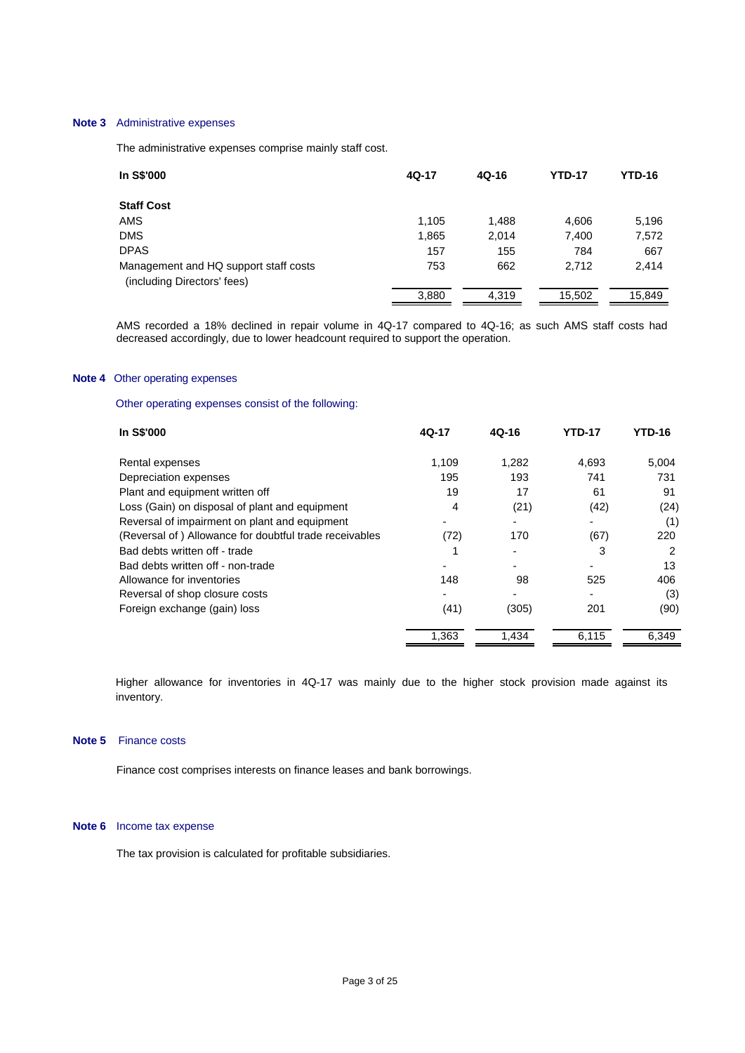**Note 3** Administrative expenses

The administrative expenses comprise mainly staff cost.

| In S$'000 | 4Q-17 | 4Q-16 | YTD-17 | YTD-16 |
|---|---|---|---|---|
| **Staff Cost** | | | | |
| AMS | 1,105 | 1,488 | 4,606 | 5,196 |
| DMS | 1,865 | 2,014 | 7,400 | 7,572 |
| DPAS | 157 | 155 | 784 | 667 |
| Management and HQ support staff costs (including Directors' fees) | 753 | 662 | 2,712 | 2,414 |
| | 3,880 | 4,319 | 15,502 | 15,849 |

AMS recorded a 18% declined in repair volume in 4Q-17 compared to 4Q-16; as such AMS staff costs had decreased accordingly, due to lower headcount required to support the operation.

**Note 4** Other operating expenses

Other operating expenses consist of the following:

| In S$'000 | 4Q-17 | 4Q-16 | YTD-17 | YTD-16 |
|---|---|---|---|---|
| Rental expenses | 1,109 | 1,282 | 4,693 | 5,004 |
| Depreciation expenses | 195 | 193 | 741 | 731 |
| Plant and equipment written off | 19 | 17 | 61 | 91 |
| Loss (Gain) on disposal of plant and equipment | 4 | (21) | (42) | (24) |
| Reversal of impairment on plant and equipment | - | - | - | (1) |
| (Reversal of ) Allowance for doubtful trade receivables | (72) | 170 | (67) | 220 |
| Bad debts written off - trade | 1 | - | 3 | 2 |
| Bad debts written off - non-trade | - | - | - | 13 |
| Allowance for inventories | 148 | 98 | 525 | 406 |
| Reversal of shop closure costs | - | - | - | (3) |
| Foreign exchange (gain) loss | (41) | (305) | 201 | (90) |
| | 1,363 | 1,434 | 6,115 | 6,349 |

Higher allowance for inventories in 4Q-17 was mainly due to the higher stock provision made against its inventory.

**Note 5** Finance costs

Finance cost comprises interests on finance leases and bank borrowings.

**Note 6** Income tax expense

The tax provision is calculated for profitable subsidiaries.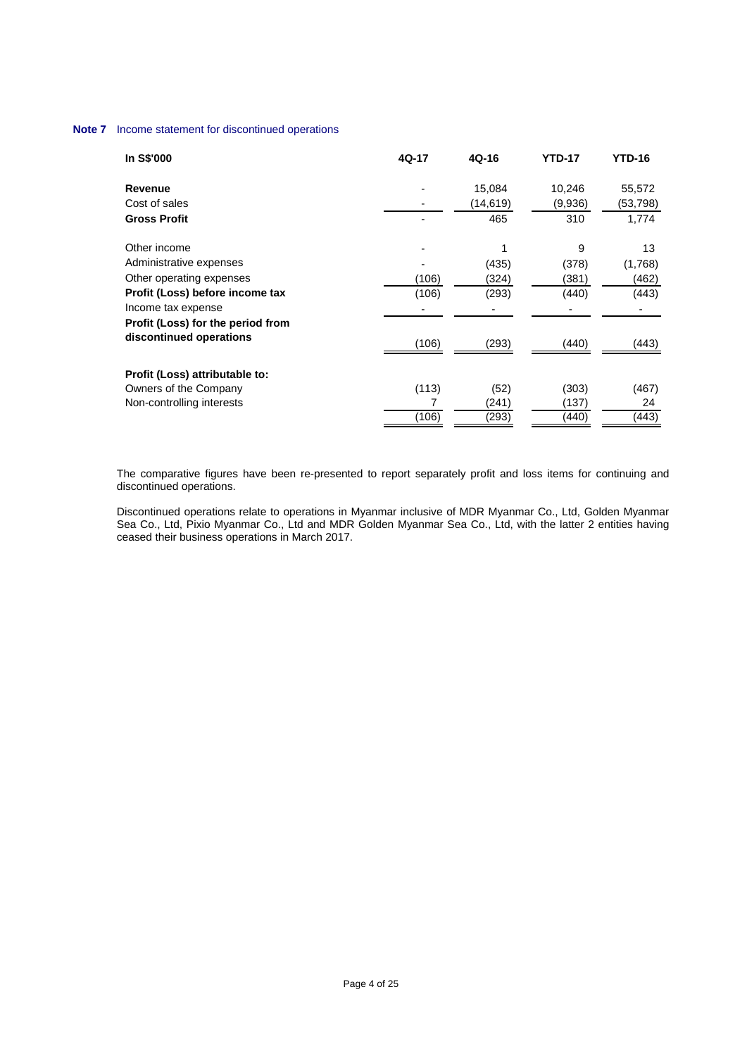**Note 7** Income statement for discontinued operations

| In S$'000 | 4Q-17 | 4Q-16 | YTD-17 | YTD-16 |
|---|---|---|---|---|
| **Revenue** | - | 15,084 | 10,246 | 55,572 |
| Cost of sales | - | (14,619) | (9,936) | (53,798) |
| **Gross Profit** | - | 465 | 310 | 1,774 |
| | | | | |
| Other income | - | 1 | 9 | 13 |
| Administrative expenses | - | (435) | (378) | (1,768) |
| Other operating expenses | (106) | (324) | (381) | (462) |
| **Profit (Loss) before income tax** | (106) | (293) | (440) | (443) |
| Income tax expense | - | - | - | - |
| **Profit (Loss) for the period from discontinued operations** | (106) | (293) | (440) | (443) |
| | | | | |
| **Profit (Loss) attributable to:** | | | | |
| Owners of the Company | (113) | (52) | (303) | (467) |
| Non-controlling interests | 7 | (241) | (137) | 24 |
| | (106) | (293) | (440) | (443) |

The comparative figures have been re-presented to report separately profit and loss items for continuing and discontinued operations.

Discontinued operations relate to operations in Myanmar inclusive of MDR Myanmar Co., Ltd, Golden Myanmar Sea Co., Ltd, Pixio Myanmar Co., Ltd and MDR Golden Myanmar Sea Co., Ltd, with the latter 2 entities having ceased their business operations in March 2017.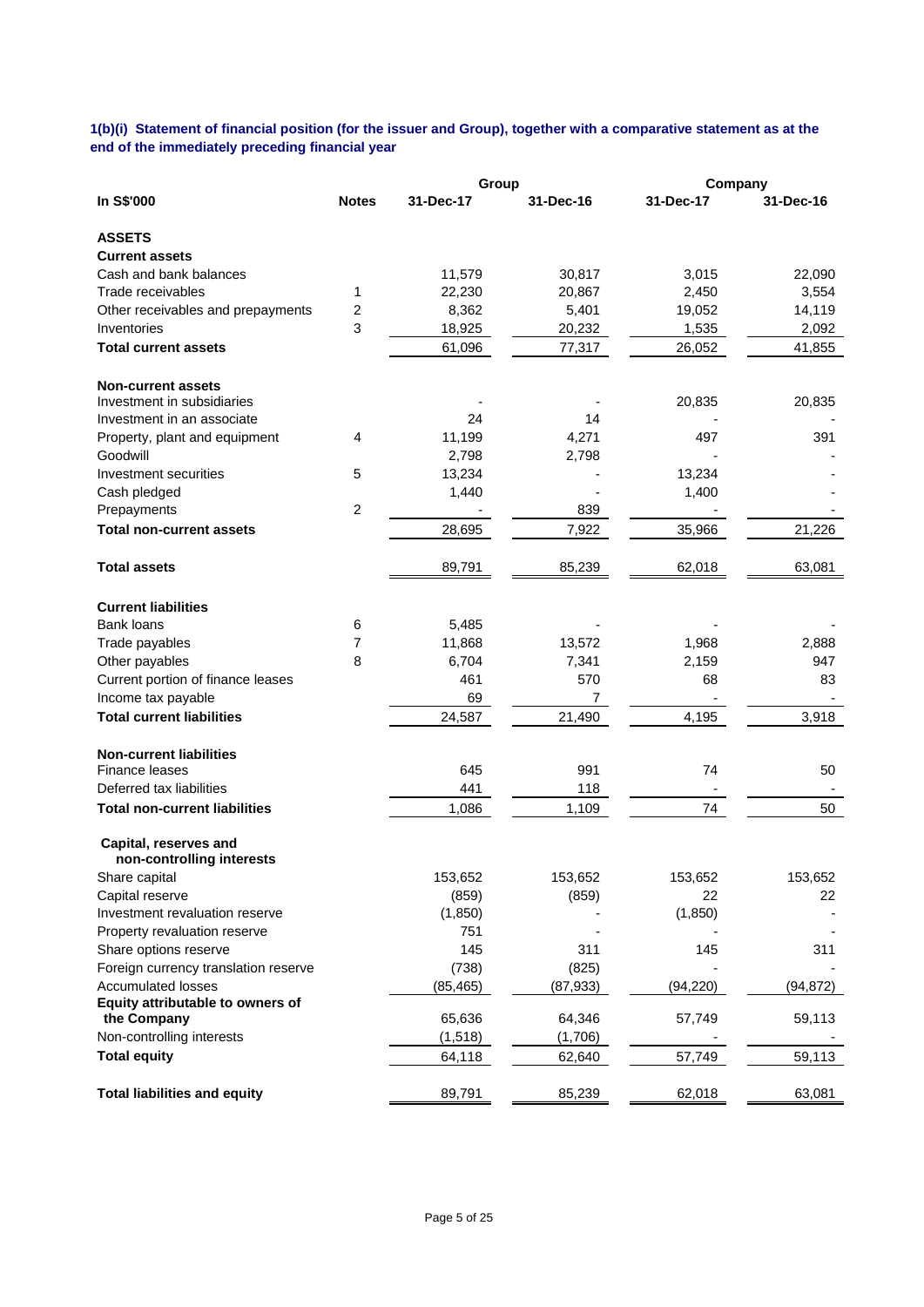**1(b)(i) Statement of financial position (for the issuer and Group), together with a comparative statement as at the end of the immediately preceding financial year**

| | | Group | | Company | |
|---|---|---|---|---|---|
| **In S$'000** | **Notes** | **31-Dec-17** | **31-Dec-16** | **31-Dec-17** | **31-Dec-16** |
| **ASSETS** | | | | | |
| **Current assets** | | | | | |
| Cash and bank balances | | 11,579 | 30,817 | 3,015 | 22,090 |
| Trade receivables | 1 | 22,230 | 20,867 | 2,450 | 3,554 |
| Other receivables and prepayments | 2 | 8,362 | 5,401 | 19,052 | 14,119 |
| Inventories | 3 | 18,925 | 20,232 | 1,535 | 2,092 |
| **Total current assets** | | 61,096 | 77,317 | 26,052 | 41,855 |
| **Non-current assets** | | | | | |
| Investment in subsidiaries | | - | - | 20,835 | 20,835 |
| Investment in an associate | | 24 | 14 | - | - |
| Property, plant and equipment | 4 | 11,199 | 4,271 | 497 | 391 |
| Goodwill | | 2,798 | 2,798 | - | - |
| Investment securities | 5 | 13,234 | - | 13,234 | - |
| Cash pledged | | 1,440 | - | 1,400 | - |
| Prepayments | 2 | - | 839 | - | - |
| **Total non-current assets** | | 28,695 | 7,922 | 35,966 | 21,226 |
| **Total assets** | | 89,791 | 85,239 | 62,018 | 63,081 |
| **Current liabilities** | | | | | |
| Bank loans | 6 | 5,485 | - | - | - |
| Trade payables | 7 | 11,868 | 13,572 | 1,968 | 2,888 |
| Other payables | 8 | 6,704 | 7,341 | 2,159 | 947 |
| Current portion of finance leases | | 461 | 570 | 68 | 83 |
| Income tax payable | | 69 | 7 | - | - |
| **Total current liabilities** | | 24,587 | 21,490 | 4,195 | 3,918 |
| **Non-current liabilities** | | | | | |
| Finance leases | | 645 | 991 | 74 | 50 |
| Deferred tax liabilities | | 441 | 118 | - | - |
| **Total non-current liabilities** | | 1,086 | 1,109 | 74 | 50 |
| **Capital, reserves and non-controlling interests** | | | | | |
| Share capital | | 153,652 | 153,652 | 153,652 | 153,652 |
| Capital reserve | | (859) | (859) | 22 | 22 |
| Investment revaluation reserve | | (1,850) | - | (1,850) | - |
| Property revaluation reserve | | 751 | - | - | - |
| Share options reserve | | 145 | 311 | 145 | 311 |
| Foreign currency translation reserve | | (738) | (825) | - | - |
| Accumulated losses | | (85,465) | (87,933) | (94,220) | (94,872) |
| **Equity attributable to owners of the Company** | | 65,636 | 64,346 | 57,749 | 59,113 |
| Non-controlling interests | | (1,518) | (1,706) | - | - |
| **Total equity** | | 64,118 | 62,640 | 57,749 | 59,113 |
| **Total liabilities and equity** | | 89,791 | 85,239 | 62,018 | 63,081 |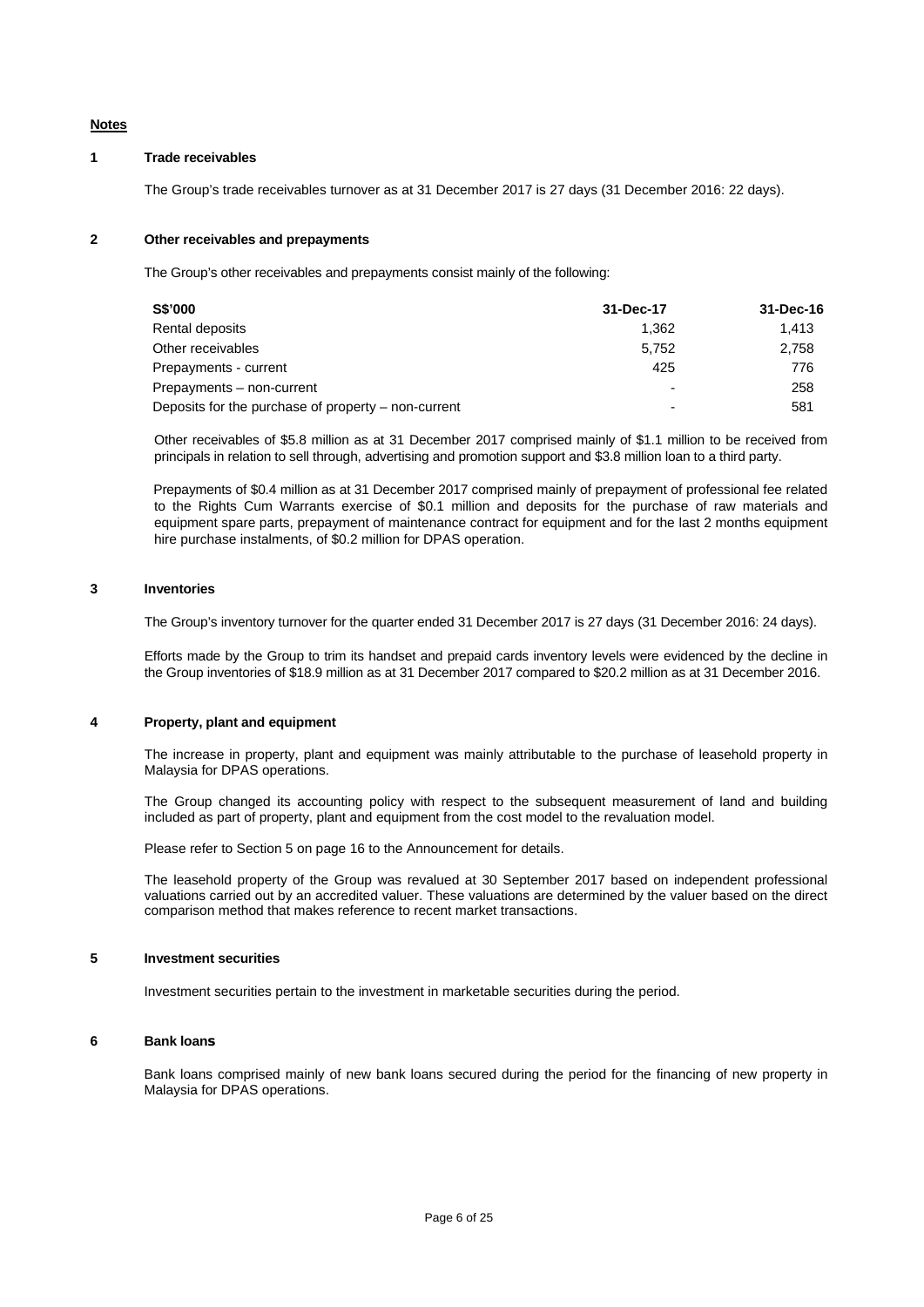## Notes

### 1 Trade receivables

The Group's trade receivables turnover as at 31 December 2017 is 27 days (31 December 2016: 22 days).

### 2 Other receivables and prepayments

The Group's other receivables and prepayments consist mainly of the following:

| S$'000 | 31-Dec-17 | 31-Dec-16 |
|---|---|---|
| Rental deposits | 1,362 | 1,413 |
| Other receivables | 5,752 | 2,758 |
| Prepayments - current | 425 | 776 |
| Prepayments – non-current | - | 258 |
| Deposits for the purchase of property – non-current | - | 581 |

Other receivables of $5.8 million as at 31 December 2017 comprised mainly of $1.1 million to be received from principals in relation to sell through, advertising and promotion support and $3.8 million loan to a third party.

Prepayments of $0.4 million as at 31 December 2017 comprised mainly of prepayment of professional fee related to the Rights Cum Warrants exercise of $0.1 million and deposits for the purchase of raw materials and equipment spare parts, prepayment of maintenance contract for equipment and for the last 2 months equipment hire purchase instalments, of $0.2 million for DPAS operation.

### 3 Inventories

The Group's inventory turnover for the quarter ended 31 December 2017 is 27 days (31 December 2016: 24 days).

Efforts made by the Group to trim its handset and prepaid cards inventory levels were evidenced by the decline in the Group inventories of $18.9 million as at 31 December 2017 compared to $20.2 million as at 31 December 2016.

### 4 Property, plant and equipment

The increase in property, plant and equipment was mainly attributable to the purchase of leasehold property in Malaysia for DPAS operations.

The Group changed its accounting policy with respect to the subsequent measurement of land and building included as part of property, plant and equipment from the cost model to the revaluation model.

Please refer to Section 5 on page 16 to the Announcement for details.

The leasehold property of the Group was revalued at 30 September 2017 based on independent professional valuations carried out by an accredited valuer. These valuations are determined by the valuer based on the direct comparison method that makes reference to recent market transactions.

### 5 Investment securities

Investment securities pertain to the investment in marketable securities during the period.

### 6 Bank loans

Bank loans comprised mainly of new bank loans secured during the period for the financing of new property in Malaysia for DPAS operations.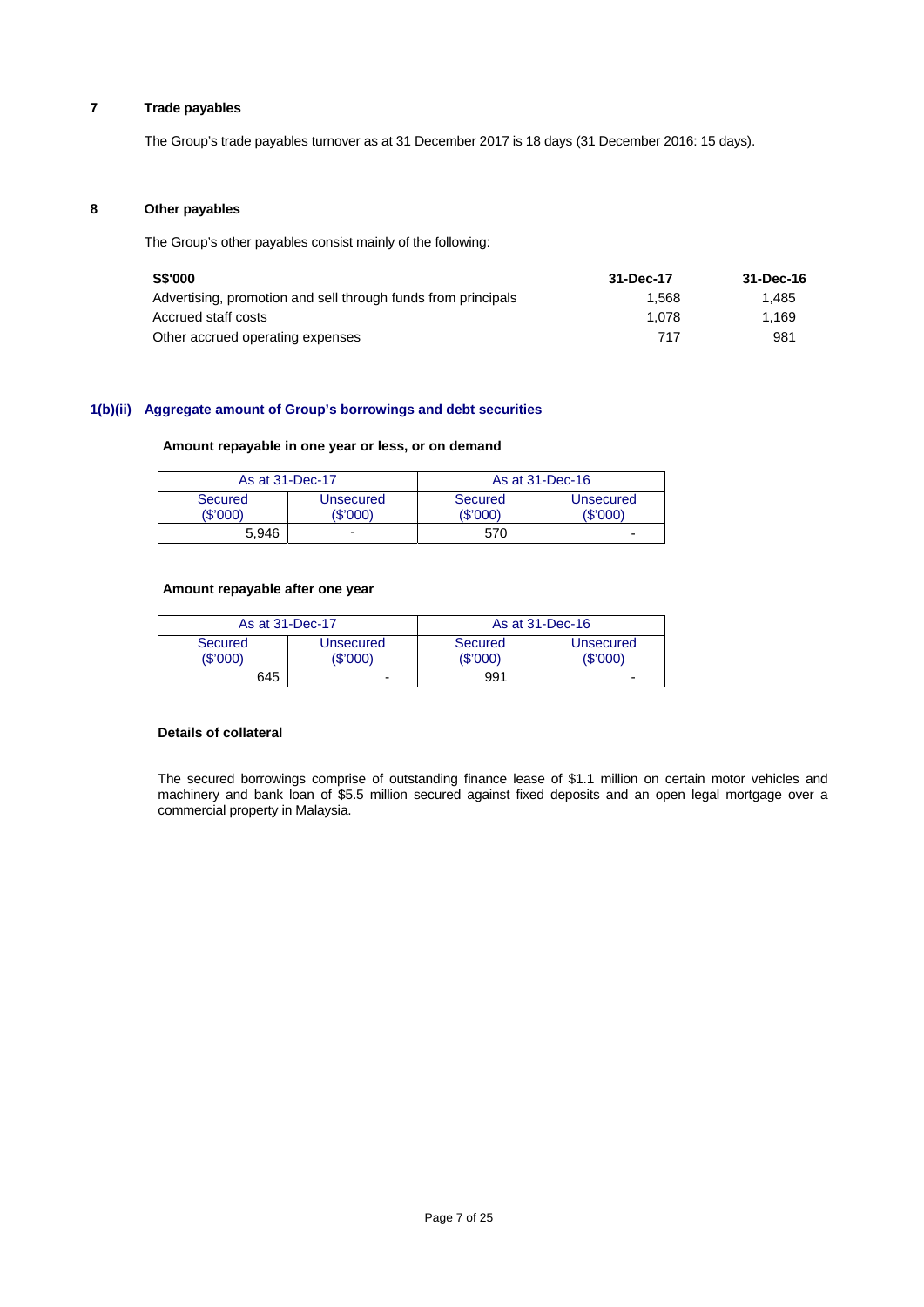### 7 Trade payables

The Group's trade payables turnover as at 31 December 2017 is 18 days (31 December 2016: 15 days).

### 8 Other payables

The Group's other payables consist mainly of the following:

| S$'000 | 31-Dec-17 | 31-Dec-16 |
|---|---|---|
| Advertising, promotion and sell through funds from principals | 1,568 | 1,485 |
| Accrued staff costs | 1,078 | 1,169 |
| Other accrued operating expenses | 717 | 981 |

## 1(b)(ii) Aggregate amount of Group's borrowings and debt securities

**Amount repayable in one year or less, or on demand**

| As at 31-Dec-17 | | As at 31-Dec-16 | |
|---|---|---|---|
| Secured ($'000) | Unsecured ($'000) | Secured ($'000) | Unsecured ($'000) |
| 5,946 | - | 570 | - |

**Amount repayable after one year**

| As at 31-Dec-17 | | As at 31-Dec-16 | |
|---|---|---|---|
| Secured ($'000) | Unsecured ($'000) | Secured ($'000) | Unsecured ($'000) |
| 645 | - | 991 | - |

**Details of collateral**

The secured borrowings comprise of outstanding finance lease of $1.1 million on certain motor vehicles and machinery and bank loan of $5.5 million secured against fixed deposits and an open legal mortgage over a commercial property in Malaysia.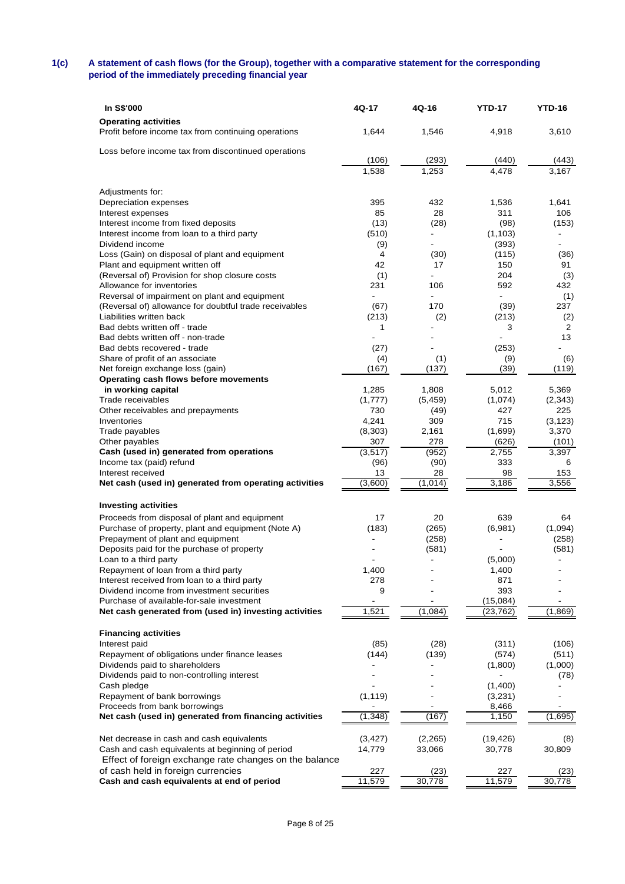## 1(c) A statement of cash flows (for the Group), together with a comparative statement for the corresponding period of the immediately preceding financial year

| In S$'000 | 4Q-17 | 4Q-16 | YTD-17 | YTD-16 |
|---|---|---|---|---|
| **Operating activities** | | | | |
| Profit before income tax from continuing operations | 1,644 | 1,546 | 4,918 | 3,610 |
| Loss before income tax from discontinued operations | (106) | (293) | (440) | (443) |
| | 1,538 | 1,253 | 4,478 | 3,167 |
| Adjustments for: | | | | |
| Depreciation expenses | 395 | 432 | 1,536 | 1,641 |
| Interest expenses | 85 | 28 | 311 | 106 |
| Interest income from fixed deposits | (13) | (28) | (98) | (153) |
| Interest income from loan to a third party | (510) | - | (1,103) | - |
| Dividend income | (9) | - | (393) | - |
| Loss (Gain) on disposal of plant and equipment | 4 | (30) | (115) | (36) |
| Plant and equipment written off | 42 | 17 | 150 | 91 |
| (Reversal of) Provision for shop closure costs | (1) | - | 204 | (3) |
| Allowance for inventories | 231 | 106 | 592 | 432 |
| Reversal of impairment on plant and equipment | - | - | - | (1) |
| (Reversal of) allowance for doubtful trade receivables | (67) | 170 | (39) | 237 |
| Liabilities written back | (213) | (2) | (213) | (2) |
| Bad debts written off - trade | 1 | - | 3 | 2 |
| Bad debts written off - non-trade | - | - | - | 13 |
| Bad debts recovered - trade | (27) | - | (253) | - |
| Share of profit of an associate | (4) | (1) | (9) | (6) |
| Net foreign exchange loss (gain) | (167) | (137) | (39) | (119) |
| **Operating cash flows before movements in working capital** | 1,285 | 1,808 | 5,012 | 5,369 |
| Trade receivables | (1,777) | (5,459) | (1,074) | (2,343) |
| Other receivables and prepayments | 730 | (49) | 427 | 225 |
| Inventories | 4,241 | 309 | 715 | (3,123) |
| Trade payables | (8,303) | 2,161 | (1,699) | 3,370 |
| Other payables | 307 | 278 | (626) | (101) |
| **Cash (used in) generated from operations** | (3,517) | (952) | 2,755 | 3,397 |
| Income tax (paid) refund | (96) | (90) | 333 | 6 |
| Interest received | 13 | 28 | 98 | 153 |
| **Net cash (used in) generated from operating activities** | (3,600) | (1,014) | 3,186 | 3,556 |
| **Investing activities** | | | | |
| Proceeds from disposal of plant and equipment | 17 | 20 | 639 | 64 |
| Purchase of property, plant and equipment (Note A) | (183) | (265) | (6,981) | (1,094) |
| Prepayment of plant and equipment | - | (258) | - | (258) |
| Deposits paid for the purchase of property | - | (581) | - | (581) |
| Loan to a third party | - | - | (5,000) | - |
| Repayment of loan from a third party | 1,400 | - | 1,400 | - |
| Interest received from loan to a third party | 278 | - | 871 | - |
| Dividend income from investment securities | 9 | - | 393 | - |
| Purchase of available-for-sale investment | - | - | (15,084) | - |
| **Net cash generated from (used in) investing activities** | 1,521 | (1,084) | (23,762) | (1,869) |
| **Financing activities** | | | | |
| Interest paid | (85) | (28) | (311) | (106) |
| Repayment of obligations under finance leases | (144) | (139) | (574) | (511) |
| Dividends paid to shareholders | - | - | (1,800) | (1,000) |
| Dividends paid to non-controlling interest | - | - | - | (78) |
| Cash pledge | - | - | (1,400) | - |
| Repayment of bank borrowings | (1,119) | - | (3,231) | - |
| Proceeds from bank borrowings | - | - | 8,466 | - |
| **Net cash (used in) generated from financing activities** | (1,348) | (167) | 1,150 | (1,695) |
| Net decrease in cash and cash equivalents | (3,427) | (2,265) | (19,426) | (8) |
| Cash and cash equivalents at beginning of period | 14,779 | 33,066 | 30,778 | 30,809 |
| Effect of foreign exchange rate changes on the balance of cash held in foreign currencies | 227 | (23) | 227 | (23) |
| **Cash and cash equivalents at end of period** | 11,579 | 30,778 | 11,579 | 30,778 |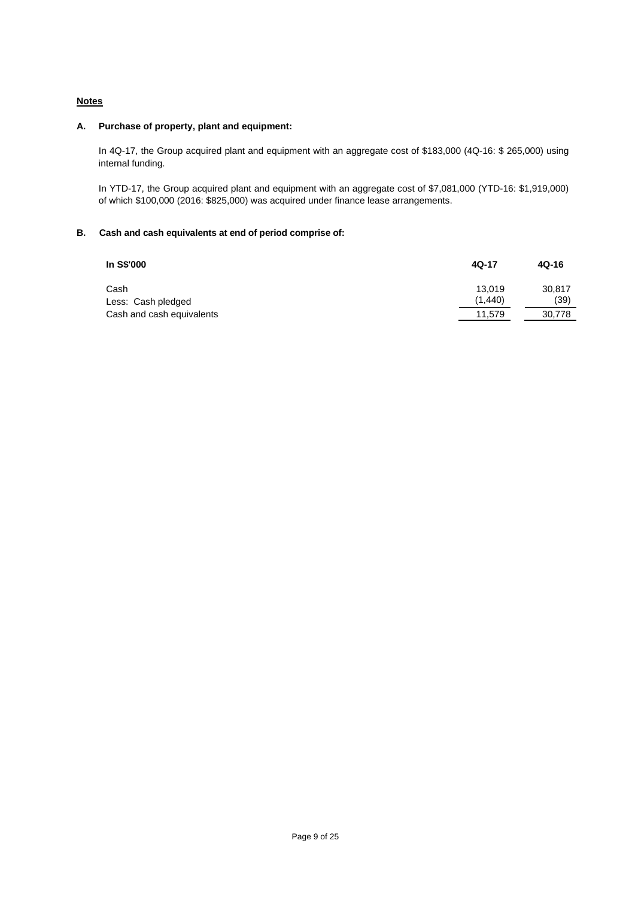**Notes**

**A. Purchase of property, plant and equipment:**

In 4Q-17, the Group acquired plant and equipment with an aggregate cost of $183,000 (4Q-16: $ 265,000) using internal funding.

In YTD-17, the Group acquired plant and equipment with an aggregate cost of $7,081,000 (YTD-16: $1,919,000) of which $100,000 (2016: $825,000) was acquired under finance lease arrangements.

**B. Cash and cash equivalents at end of period comprise of:**

| In S$'000 | 4Q-17 | 4Q-16 |
|---|---|---|
| Cash | 13,019 | 30,817 |
| Less: Cash pledged | (1,440) | (39) |
| Cash and cash equivalents | 11,579 | 30,778 |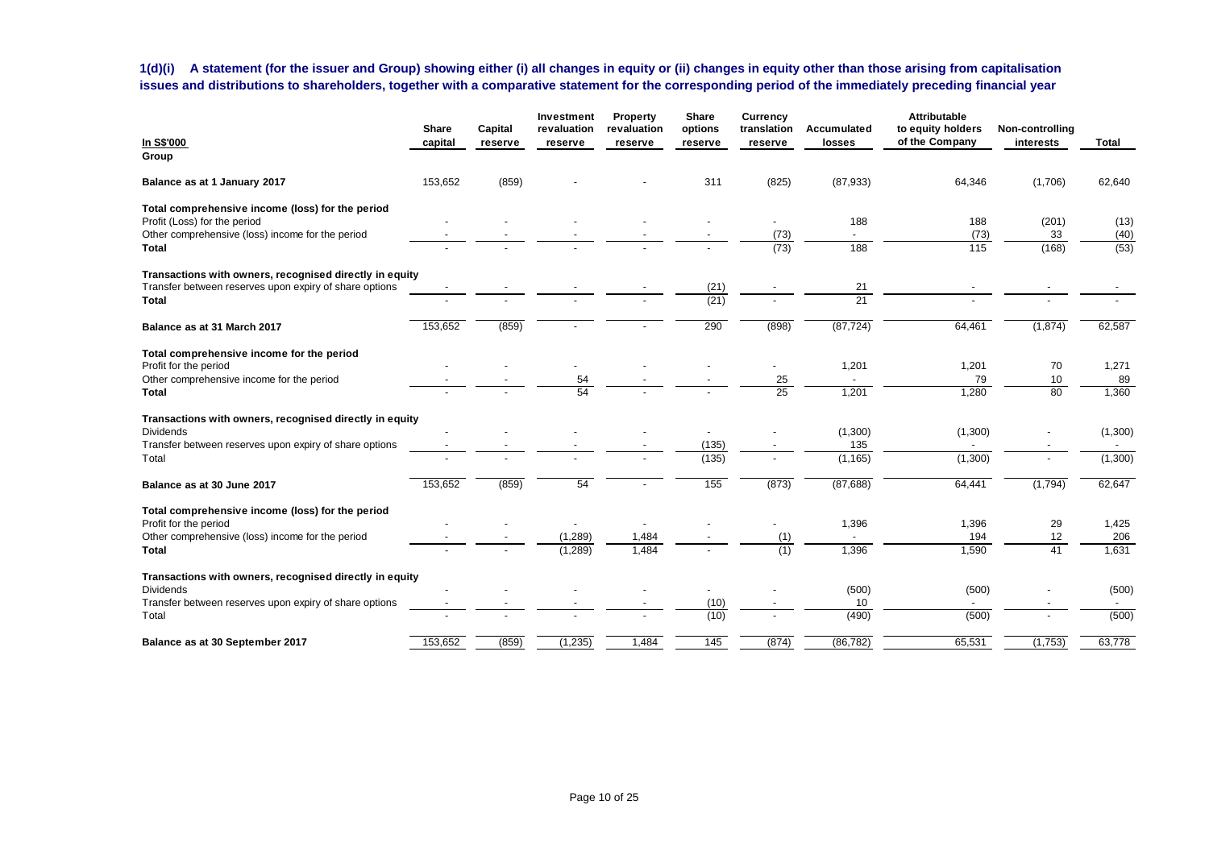**1(d)(i) A statement (for the issuer and Group) showing either (i) all changes in equity or (ii) changes in equity other than those arising from capitalisation issues and distributions to shareholders, together with a comparative statement for the corresponding period of the immediately preceding financial year**

| In S$'000 | Share capital | Capital reserve | Investment revaluation reserve | Property revaluation reserve | Share options reserve | Currency translation reserve | Accumulated losses | Attributable to equity holders of the Company | Non-controlling interests | Total |
|---|---|---|---|---|---|---|---|---|---|---|
| **Group** | | | | | | | | | | |
| **Balance as at 1 January 2017** | 153,652 | (859) | - | - | 311 | (825) | (87,933) | 64,346 | (1,706) | 62,640 |
| **Total comprehensive income (loss) for the period** | | | | | | | | | | |
| Profit (Loss) for the period | - | - | - | - | - | - | 188 | 188 | (201) | (13) |
| Other comprehensive (loss) income for the period | - | - | - | - | - | (73) | - | (73) | 33 | (40) |
| **Total** | - | - | - | - | - | (73) | 188 | 115 | (168) | (53) |
| **Transactions with owners, recognised directly in equity** | | | | | | | | | | |
| Transfer between reserves upon expiry of share options | - | - | - | - | (21) | - | 21 | - | - | - |
| **Total** | - | - | - | - | (21) | - | 21 | - | - | - |
| **Balance as at 31 March 2017** | 153,652 | (859) | - | - | 290 | (898) | (87,724) | 64,461 | (1,874) | 62,587 |
| **Total comprehensive income for the period** | | | | | | | | | | |
| Profit for the period | - | - | - | - | - | - | 1,201 | 1,201 | 70 | 1,271 |
| Other comprehensive income for the period | - | - | 54 | - | - | 25 | - | 79 | 10 | 89 |
| **Total** | - | - | 54 | - | - | 25 | 1,201 | 1,280 | 80 | 1,360 |
| **Transactions with owners, recognised directly in equity** | | | | | | | | | | |
| Dividends | - | - | - | - | - | - | (1,300) | (1,300) | - | (1,300) |
| Transfer between reserves upon expiry of share options | - | - | - | - | (135) | - | 135 | - | - | - |
| Total | - | - | - | - | (135) | - | (1,165) | (1,300) | - | (1,300) |
| **Balance as at 30 June 2017** | 153,652 | (859) | 54 | - | 155 | (873) | (87,688) | 64,441 | (1,794) | 62,647 |
| **Total comprehensive income (loss) for the period** | | | | | | | | | | |
| Profit for the period | - | - | - | - | - | - | 1,396 | 1,396 | 29 | 1,425 |
| Other comprehensive (loss) income for the period | - | - | (1,289) | 1,484 | - | (1) | - | 194 | 12 | 206 |
| **Total** | - | - | (1,289) | 1,484 | - | (1) | 1,396 | 1,590 | 41 | 1,631 |
| **Transactions with owners, recognised directly in equity** | | | | | | | | | | |
| Dividends | - | - | - | - | - | - | (500) | (500) | - | (500) |
| Transfer between reserves upon expiry of share options | - | - | - | - | (10) | - | 10 | - | - | - |
| Total | - | - | - | - | (10) | - | (490) | (500) | - | (500) |
| **Balance as at 30 September 2017** | 153,652 | (859) | (1,235) | 1,484 | 145 | (874) | (86,782) | 65,531 | (1,753) | 63,778 |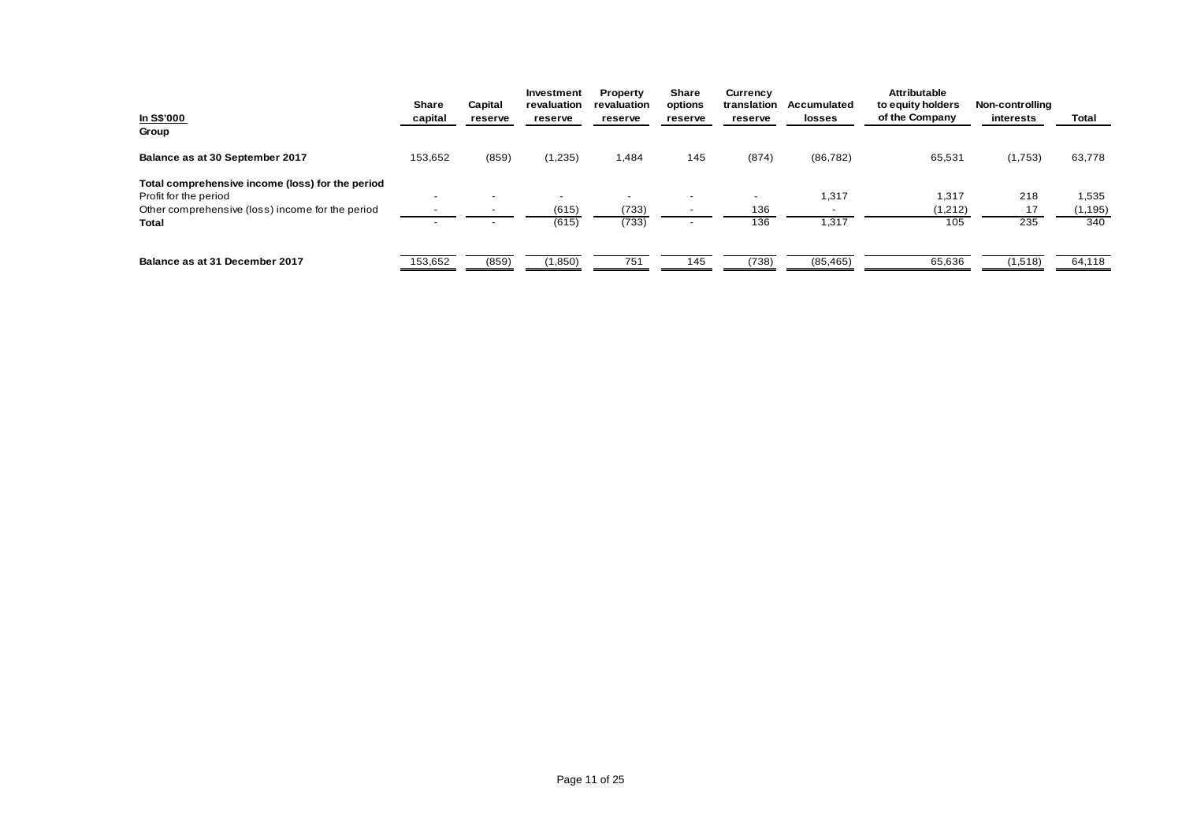| In S$'000 | Share capital | Capital reserve | Investment revaluation reserve | Property revaluation reserve | Share options reserve | Currency translation reserve | Accumulated losses | Attributable to equity holders of the Company | Non-controlling interests | Total |
|---|---|---|---|---|---|---|---|---|---|---|
| **Group** | | | | | | | | | | |
| **Balance as at 30 September 2017** | 153,652 | (859) | (1,235) | 1,484 | 145 | (874) | (86,782) | 65,531 | (1,753) | 63,778 |
| **Total comprehensive income (loss) for the period** | | | | | | | | | | |
| Profit for the period | - | - | - | - | - | - | 1,317 | 1,317 | 218 | 1,535 |
| Other comprehensive (loss) income for the period | - | - | (615) | (733) | - | 136 | - | (1,212) | 17 | (1,195) |
| **Total** | - | - | (615) | (733) | - | 136 | 1,317 | 105 | 235 | 340 |
| **Balance as at 31 December 2017** | 153,652 | (859) | (1,850) | 751 | 145 | (738) | (85,465) | 65,636 | (1,518) | 64,118 |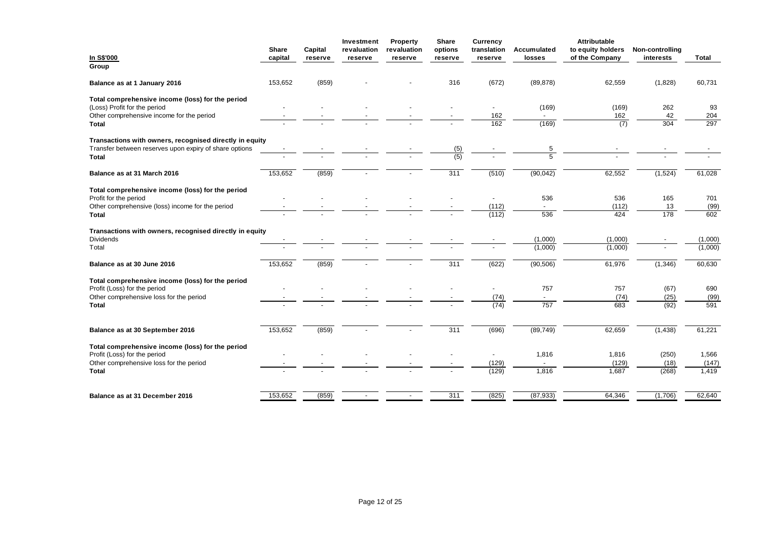| In S$'000 | Share capital | Capital reserve | Investment revaluation reserve | Property revaluation reserve | Share options reserve | Currency translation reserve | Accumulated losses | Attributable to equity holders of the Company | Non-controlling interests | Total |
|---|---|---|---|---|---|---|---|---|---|---|
| **Group** | | | | | | | | | | |
| **Balance as at 1 January 2016** | 153,652 | (859) | - | - | 316 | (672) | (89,878) | 62,559 | (1,828) | 60,731 |
| **Total comprehensive income (loss) for the period** | | | | | | | | | | |
| (Loss) Profit for the period | - | - | - | - | - | - | (169) | (169) | 262 | 93 |
| Other comprehensive income for the period | - | - | - | - | - | 162 | - | 162 | 42 | 204 |
| **Total** | - | - | - | - | - | 162 | (169) | (7) | 304 | 297 |
| **Transactions with owners, recognised directly in equity** | | | | | | | | | | |
| Transfer between reserves upon expiry of share options | - | - | - | - | (5) | - | 5 | - | - | - |
| **Total** | - | - | - | - | (5) | - | 5 | - | - | - |
| **Balance as at 31 March 2016** | 153,652 | (859) | - | - | 311 | (510) | (90,042) | 62,552 | (1,524) | 61,028 |
| **Total comprehensive income (loss) for the period** | | | | | | | | | | |
| Profit for the period | - | - | - | - | - | - | 536 | 536 | 165 | 701 |
| Other comprehensive (loss) income for the period | - | - | - | - | - | (112) | - | (112) | 13 | (99) |
| **Total** | - | - | - | - | - | (112) | 536 | 424 | 178 | 602 |
| **Transactions with owners, recognised directly in equity** | | | | | | | | | | |
| Dividends | - | - | - | - | - | - | (1,000) | (1,000) | - | (1,000) |
| Total | - | - | - | - | - | - | (1,000) | (1,000) | - | (1,000) |
| **Balance as at 30 June 2016** | 153,652 | (859) | - | - | 311 | (622) | (90,506) | 61,976 | (1,346) | 60,630 |
| **Total comprehensive income (loss) for the period** | | | | | | | | | | |
| Profit (Loss) for the period | - | - | - | - | - | - | 757 | 757 | (67) | 690 |
| Other comprehensive loss for the period | - | - | - | - | - | (74) | - | (74) | (25) | (99) |
| **Total** | - | - | - | - | - | (74) | 757 | 683 | (92) | 591 |
| **Balance as at 30 September 2016** | 153,652 | (859) | - | - | 311 | (696) | (89,749) | 62,659 | (1,438) | 61,221 |
| **Total comprehensive income (loss) for the period** | | | | | | | | | | |
| Profit (Loss) for the period | - | - | - | - | - | - | 1,816 | 1,816 | (250) | 1,566 |
| Other comprehensive loss for the period | - | - | - | - | - | (129) | - | (129) | (18) | (147) |
| **Total** | - | - | - | - | - | (129) | 1,816 | 1,687 | (268) | 1,419 |
| **Balance as at 31 December 2016** | 153,652 | (859) | - | - | 311 | (825) | (87,933) | 64,346 | (1,706) | 62,640 |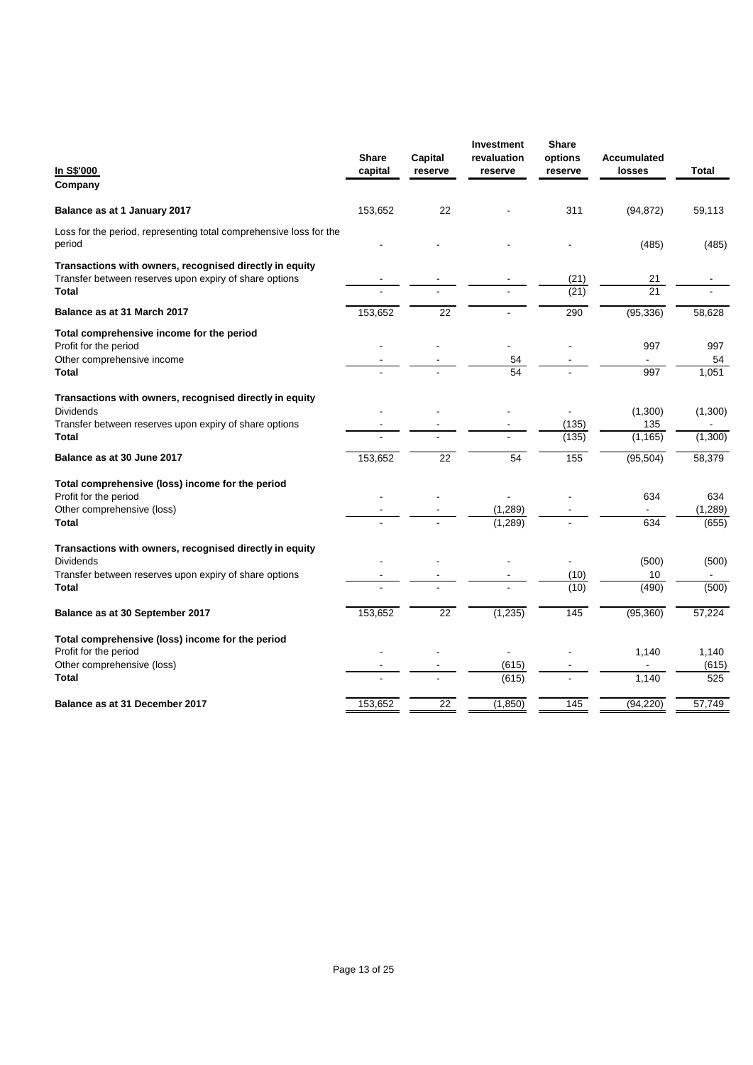| In S$'000 | Share capital | Capital reserve | Investment revaluation reserve | Share options reserve | Accumulated losses | Total |
|---|---|---|---|---|---|---|
| **Company** | | | | | | |
| **Balance as at 1 January 2017** | 153,652 | 22 | - | 311 | (94,872) | 59,113 |
| Loss for the period, representing total comprehensive loss for the period | - | - | - | - | (485) | (485) |
| **Transactions with owners, recognised directly in equity** | | | | | | |
| Transfer between reserves upon expiry of share options | - | - | - | (21) | 21 | - |
| **Total** | - | - | - | (21) | 21 | - |
| **Balance as at 31 March 2017** | 153,652 | 22 | - | 290 | (95,336) | 58,628 |
| **Total comprehensive income for the period** | | | | | | |
| Profit for the period | - | - | - | - | 997 | 997 |
| Other comprehensive income | - | - | 54 | - | - | 54 |
| **Total** | - | - | 54 | - | 997 | 1,051 |
| **Transactions with owners, recognised directly in equity** | | | | | | |
| Dividends | - | - | - | - | (1,300) | (1,300) |
| Transfer between reserves upon expiry of share options | - | - | - | (135) | 135 | - |
| **Total** | - | - | - | (135) | (1,165) | (1,300) |
| **Balance as at 30 June 2017** | 153,652 | 22 | 54 | 155 | (95,504) | 58,379 |
| **Total comprehensive (loss) income for the period** | | | | | | |
| Profit for the period | - | - | - | - | 634 | 634 |
| Other comprehensive (loss) | - | - | (1,289) | - | - | (1,289) |
| **Total** | - | - | (1,289) | - | 634 | (655) |
| **Transactions with owners, recognised directly in equity** | | | | | | |
| Dividends | - | - | - | - | (500) | (500) |
| Transfer between reserves upon expiry of share options | - | - | - | (10) | 10 | - |
| **Total** | - | - | - | (10) | (490) | (500) |
| **Balance as at 30 September 2017** | 153,652 | 22 | (1,235) | 145 | (95,360) | 57,224 |
| **Total comprehensive (loss) income for the period** | | | | | | |
| Profit for the period | - | - | - | - | 1,140 | 1,140 |
| Other comprehensive (loss) | - | - | (615) | - | - | (615) |
| **Total** | - | - | (615) | - | 1,140 | 525 |
| **Balance as at 31 December 2017** | 153,652 | 22 | (1,850) | 145 | (94,220) | 57,749 |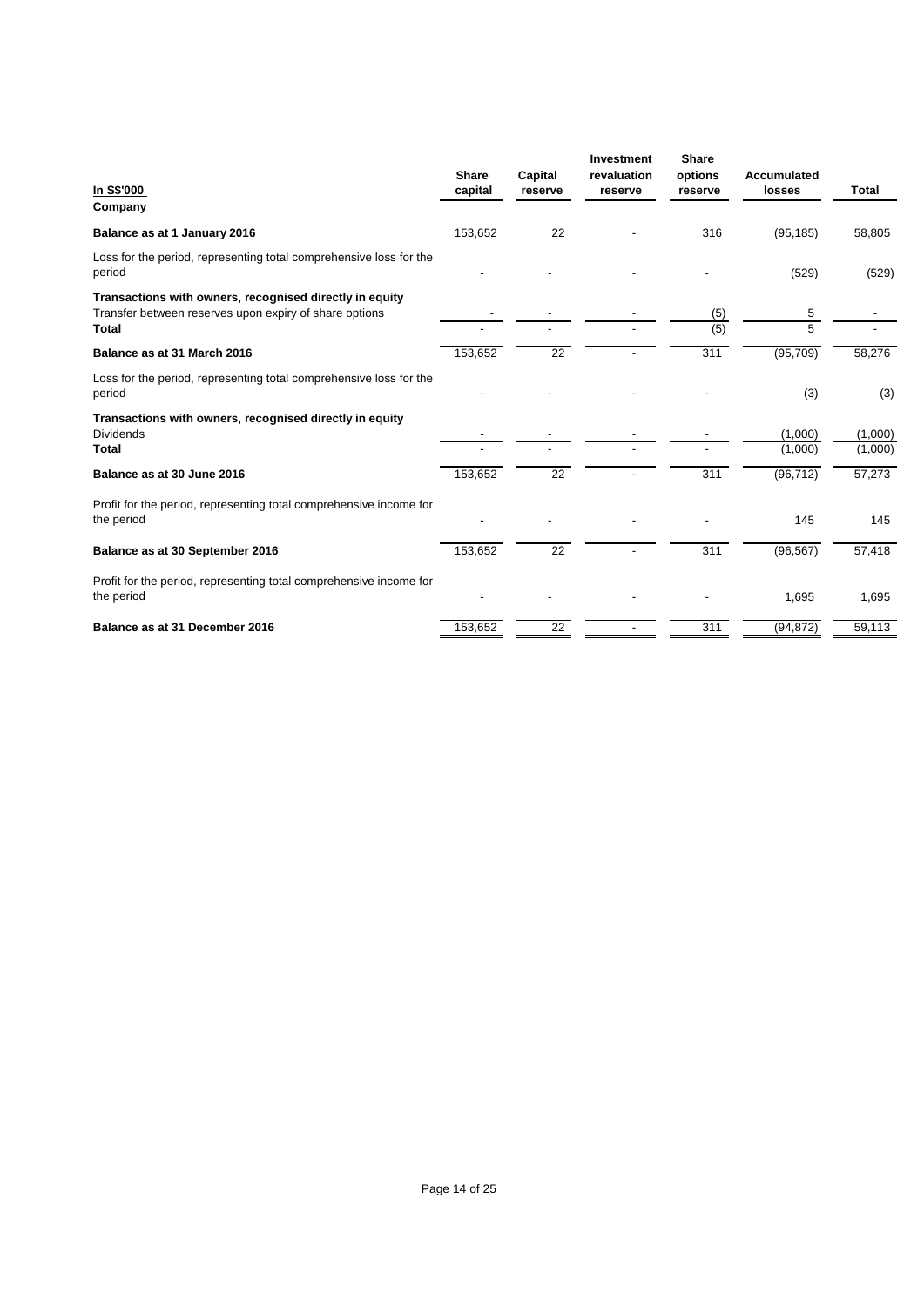| In S$'000 | Share capital | Capital reserve | Investment revaluation reserve | Share options reserve | Accumulated losses | Total |
|---|---|---|---|---|---|---|
| **Company** | | | | | | |
| **Balance as at 1 January 2016** | 153,652 | 22 | - | 316 | (95,185) | 58,805 |
| Loss for the period, representing total comprehensive loss for the period | - | - | - | - | (529) | (529) |
| **Transactions with owners, recognised directly in equity** | | | | | | |
| Transfer between reserves upon expiry of share options | - | - | - | (5) | 5 | - |
| **Total** | - | - | - | (5) | 5 | - |
| **Balance as at 31 March 2016** | 153,652 | 22 | - | 311 | (95,709) | 58,276 |
| Loss for the period, representing total comprehensive loss for the period | - | - | - | - | (3) | (3) |
| **Transactions with owners, recognised directly in equity** | | | | | | |
| Dividends | - | - | - | - | (1,000) | (1,000) |
| **Total** | - | - | - | - | (1,000) | (1,000) |
| **Balance as at 30 June 2016** | 153,652 | 22 | - | 311 | (96,712) | 57,273 |
| Profit for the period, representing total comprehensive income for the period | - | - | - | - | 145 | 145 |
| **Balance as at 30 September 2016** | 153,652 | 22 | - | 311 | (96,567) | 57,418 |
| Profit for the period, representing total comprehensive income for the period | - | - | - | - | 1,695 | 1,695 |
| **Balance as at 31 December 2016** | 153,652 | 22 | - | 311 | (94,872) | 59,113 |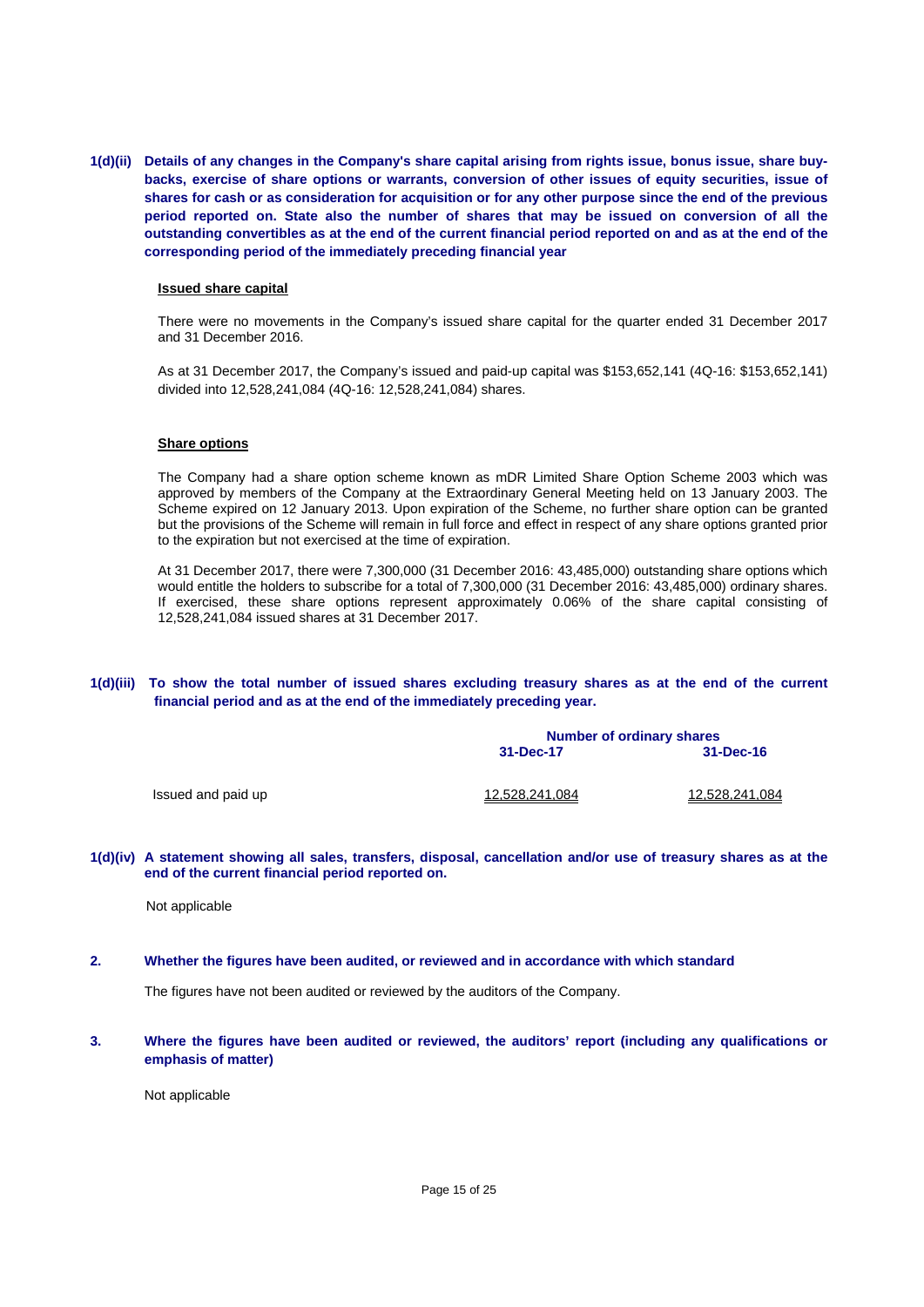**1(d)(ii) Details of any changes in the Company's share capital arising from rights issue, bonus issue, share buy-backs, exercise of share options or warrants, conversion of other issues of equity securities, issue of shares for cash or as consideration for acquisition or for any other purpose since the end of the previous period reported on. State also the number of shares that may be issued on conversion of all the outstanding convertibles as at the end of the current financial period reported on and as at the end of the corresponding period of the immediately preceding financial year**

**Issued share capital**

There were no movements in the Company's issued share capital for the quarter ended 31 December 2017 and 31 December 2016.

As at 31 December 2017, the Company's issued and paid-up capital was $153,652,141 (4Q-16: $153,652,141) divided into 12,528,241,084 (4Q-16: 12,528,241,084) shares.

**Share options**

The Company had a share option scheme known as mDR Limited Share Option Scheme 2003 which was approved by members of the Company at the Extraordinary General Meeting held on 13 January 2003. The Scheme expired on 12 January 2013. Upon expiration of the Scheme, no further share option can be granted but the provisions of the Scheme will remain in full force and effect in respect of any share options granted prior to the expiration but not exercised at the time of expiration.

At 31 December 2017, there were 7,300,000 (31 December 2016: 43,485,000) outstanding share options which would entitle the holders to subscribe for a total of 7,300,000 (31 December 2016: 43,485,000) ordinary shares. If exercised, these share options represent approximately 0.06% of the share capital consisting of 12,528,241,084 issued shares at 31 December 2017.

**1(d)(iii) To show the total number of issued shares excluding treasury shares as at the end of the current financial period and as at the end of the immediately preceding year.**

| | Number of ordinary shares | |
|---|---|---|
| | 31-Dec-17 | 31-Dec-16 |
| Issued and paid up | 12,528,241,084 | 12,528,241,084 |

**1(d)(iv) A statement showing all sales, transfers, disposal, cancellation and/or use of treasury shares as at the end of the current financial period reported on.**

Not applicable

**2. Whether the figures have been audited, or reviewed and in accordance with which standard**

The figures have not been audited or reviewed by the auditors of the Company.

**3. Where the figures have been audited or reviewed, the auditors' report (including any qualifications or emphasis of matter)**

Not applicable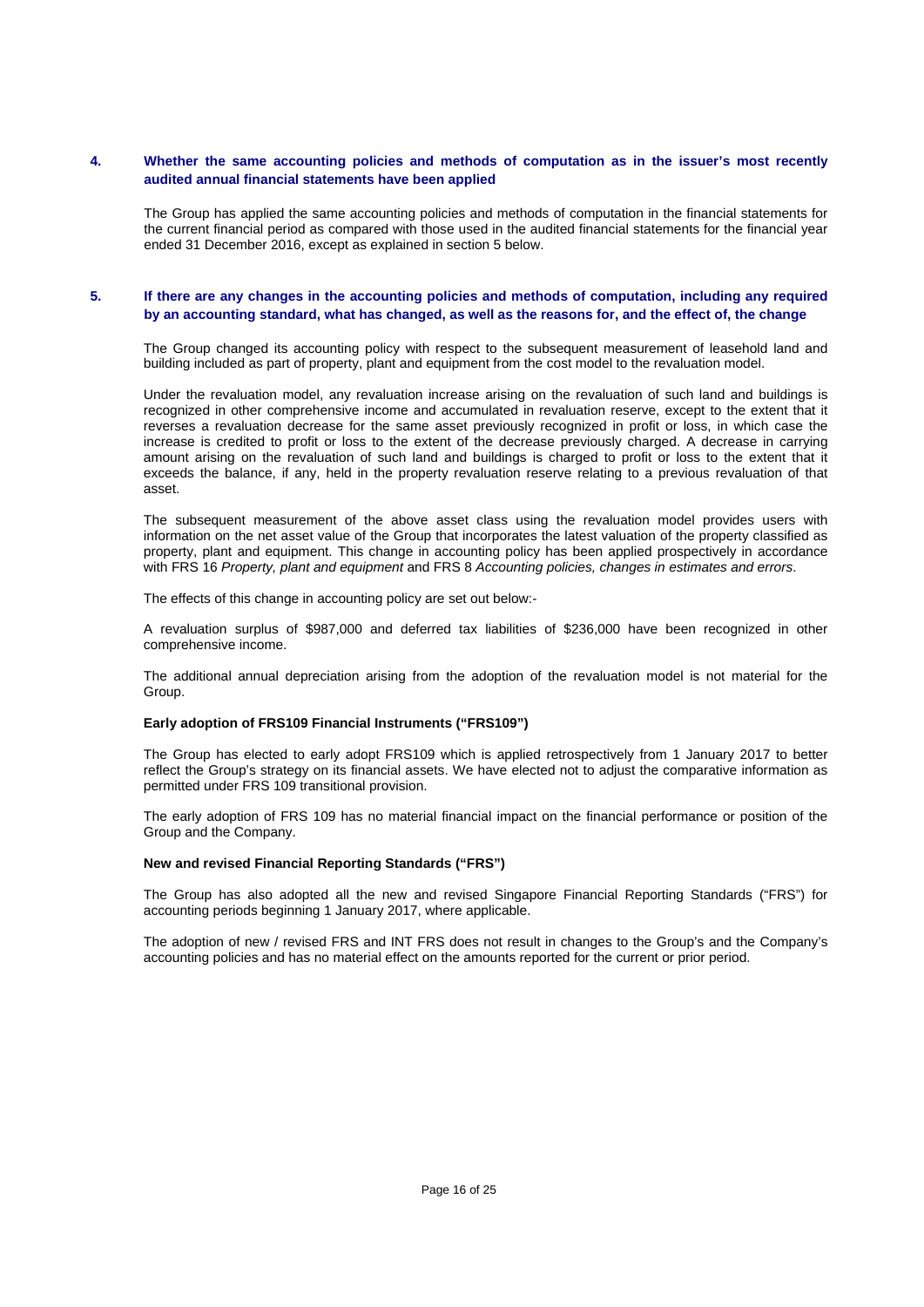## 4. Whether the same accounting policies and methods of computation as in the issuer's most recently audited annual financial statements have been applied

The Group has applied the same accounting policies and methods of computation in the financial statements for the current financial period as compared with those used in the audited financial statements for the financial year ended 31 December 2016, except as explained in section 5 below.

## 5. If there are any changes in the accounting policies and methods of computation, including any required by an accounting standard, what has changed, as well as the reasons for, and the effect of, the change

The Group changed its accounting policy with respect to the subsequent measurement of leasehold land and building included as part of property, plant and equipment from the cost model to the revaluation model.

Under the revaluation model, any revaluation increase arising on the revaluation of such land and buildings is recognized in other comprehensive income and accumulated in revaluation reserve, except to the extent that it reverses a revaluation decrease for the same asset previously recognized in profit or loss, in which case the increase is credited to profit or loss to the extent of the decrease previously charged. A decrease in carrying amount arising on the revaluation of such land and buildings is charged to profit or loss to the extent that it exceeds the balance, if any, held in the property revaluation reserve relating to a previous revaluation of that asset.

The subsequent measurement of the above asset class using the revaluation model provides users with information on the net asset value of the Group that incorporates the latest valuation of the property classified as property, plant and equipment. This change in accounting policy has been applied prospectively in accordance with FRS 16 *Property, plant and equipment* and FRS 8 *Accounting policies, changes in estimates and errors*.

The effects of this change in accounting policy are set out below:-

A revaluation surplus of $987,000 and deferred tax liabilities of $236,000 have been recognized in other comprehensive income.

The additional annual depreciation arising from the adoption of the revaluation model is not material for the Group.

**Early adoption of FRS109 Financial Instruments ("FRS109")**

The Group has elected to early adopt FRS109 which is applied retrospectively from 1 January 2017 to better reflect the Group's strategy on its financial assets. We have elected not to adjust the comparative information as permitted under FRS 109 transitional provision.

The early adoption of FRS 109 has no material financial impact on the financial performance or position of the Group and the Company.

**New and revised Financial Reporting Standards ("FRS")**

The Group has also adopted all the new and revised Singapore Financial Reporting Standards ("FRS") for accounting periods beginning 1 January 2017, where applicable.

The adoption of new / revised FRS and INT FRS does not result in changes to the Group's and the Company's accounting policies and has no material effect on the amounts reported for the current or prior period.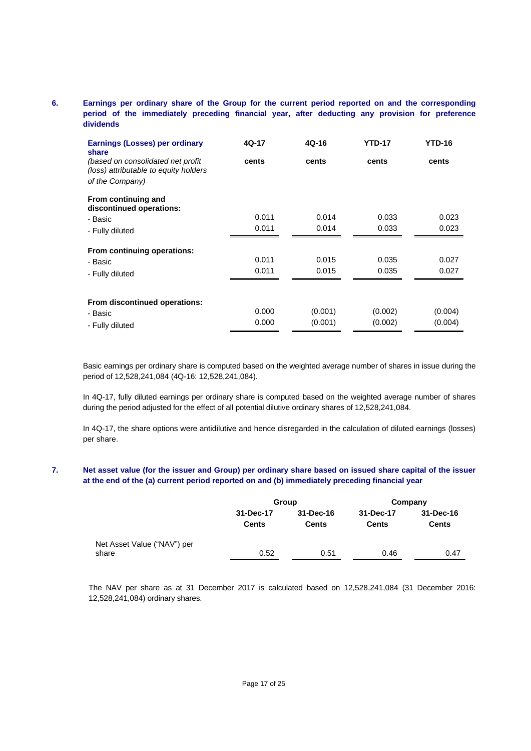**6. Earnings per ordinary share of the Group for the current period reported on and the corresponding period of the immediately preceding financial year, after deducting any provision for preference dividends**

| **Earnings (Losses) per ordinary share** | **4Q-17** | **4Q-16** | **YTD-17** | **YTD-16** |
|---|---|---|---|---|
| *(based on consolidated net profit (loss) attributable to equity holders of the Company)* | **cents** | **cents** | **cents** | **cents** |
| **From continuing and discontinued operations:** | | | | |
| - Basic | 0.011 | 0.014 | 0.033 | 0.023 |
| - Fully diluted | 0.011 | 0.014 | 0.033 | 0.023 |
| **From continuing operations:** | | | | |
| - Basic | 0.011 | 0.015 | 0.035 | 0.027 |
| - Fully diluted | 0.011 | 0.015 | 0.035 | 0.027 |
| **From discontinued operations:** | | | | |
| - Basic | 0.000 | (0.001) | (0.002) | (0.004) |
| - Fully diluted | 0.000 | (0.001) | (0.002) | (0.004) |

Basic earnings per ordinary share is computed based on the weighted average number of shares in issue during the period of 12,528,241,084 (4Q-16: 12,528,241,084).

In 4Q-17, fully diluted earnings per ordinary share is computed based on the weighted average number of shares during the period adjusted for the effect of all potential dilutive ordinary shares of 12,528,241,084.

In 4Q-17, the share options were antidilutive and hence disregarded in the calculation of diluted earnings (losses) per share.

**7. Net asset value (for the issuer and Group) per ordinary share based on issued share capital of the issuer at the end of the (a) current period reported on and (b) immediately preceding financial year**

| | **Group** | | **Company** | |
|---|---|---|---|---|
| | **31-Dec-17** | **31-Dec-16** | **31-Dec-17** | **31-Dec-16** |
| | **Cents** | **Cents** | **Cents** | **Cents** |
| Net Asset Value ("NAV") per share | 0.52 | 0.51 | 0.46 | 0.47 |

The NAV per share as at 31 December 2017 is calculated based on 12,528,241,084 (31 December 2016: 12,528,241,084) ordinary shares.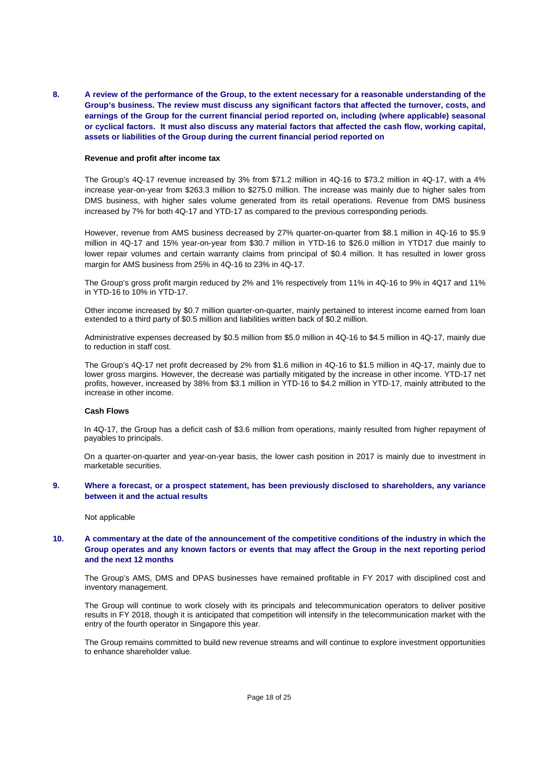**8. A review of the performance of the Group, to the extent necessary for a reasonable understanding of the Group's business. The review must discuss any significant factors that affected the turnover, costs, and earnings of the Group for the current financial period reported on, including (where applicable) seasonal or cyclical factors. It must also discuss any material factors that affected the cash flow, working capital, assets or liabilities of the Group during the current financial period reported on**

**Revenue and profit after income tax**

The Group's 4Q-17 revenue increased by 3% from $71.2 million in 4Q-16 to $73.2 million in 4Q-17, with a 4% increase year-on-year from $263.3 million to $275.0 million. The increase was mainly due to higher sales from DMS business, with higher sales volume generated from its retail operations. Revenue from DMS business increased by 7% for both 4Q-17 and YTD-17 as compared to the previous corresponding periods.

However, revenue from AMS business decreased by 27% quarter-on-quarter from $8.1 million in 4Q-16 to $5.9 million in 4Q-17 and 15% year-on-year from $30.7 million in YTD-16 to $26.0 million in YTD17 due mainly to lower repair volumes and certain warranty claims from principal of $0.4 million. It has resulted in lower gross margin for AMS business from 25% in 4Q-16 to 23% in 4Q-17.

The Group's gross profit margin reduced by 2% and 1% respectively from 11% in 4Q-16 to 9% in 4Q17 and 11% in YTD-16 to 10% in YTD-17.

Other income increased by $0.7 million quarter-on-quarter, mainly pertained to interest income earned from loan extended to a third party of $0.5 million and liabilities written back of $0.2 million.

Administrative expenses decreased by $0.5 million from $5.0 million in 4Q-16 to $4.5 million in 4Q-17, mainly due to reduction in staff cost.

The Group's 4Q-17 net profit decreased by 2% from $1.6 million in 4Q-16 to $1.5 million in 4Q-17, mainly due to lower gross margins. However, the decrease was partially mitigated by the increase in other income. YTD-17 net profits, however, increased by 38% from $3.1 million in YTD-16 to $4.2 million in YTD-17, mainly attributed to the increase in other income.

**Cash Flows**

In 4Q-17, the Group has a deficit cash of $3.6 million from operations, mainly resulted from higher repayment of payables to principals.

On a quarter-on-quarter and year-on-year basis, the lower cash position in 2017 is mainly due to investment in marketable securities.

**9. Where a forecast, or a prospect statement, has been previously disclosed to shareholders, any variance between it and the actual results**

Not applicable

**10. A commentary at the date of the announcement of the competitive conditions of the industry in which the Group operates and any known factors or events that may affect the Group in the next reporting period and the next 12 months**

The Group's AMS, DMS and DPAS businesses have remained profitable in FY 2017 with disciplined cost and inventory management.

The Group will continue to work closely with its principals and telecommunication operators to deliver positive results in FY 2018, though it is anticipated that competition will intensify in the telecommunication market with the entry of the fourth operator in Singapore this year.

The Group remains committed to build new revenue streams and will continue to explore investment opportunities to enhance shareholder value.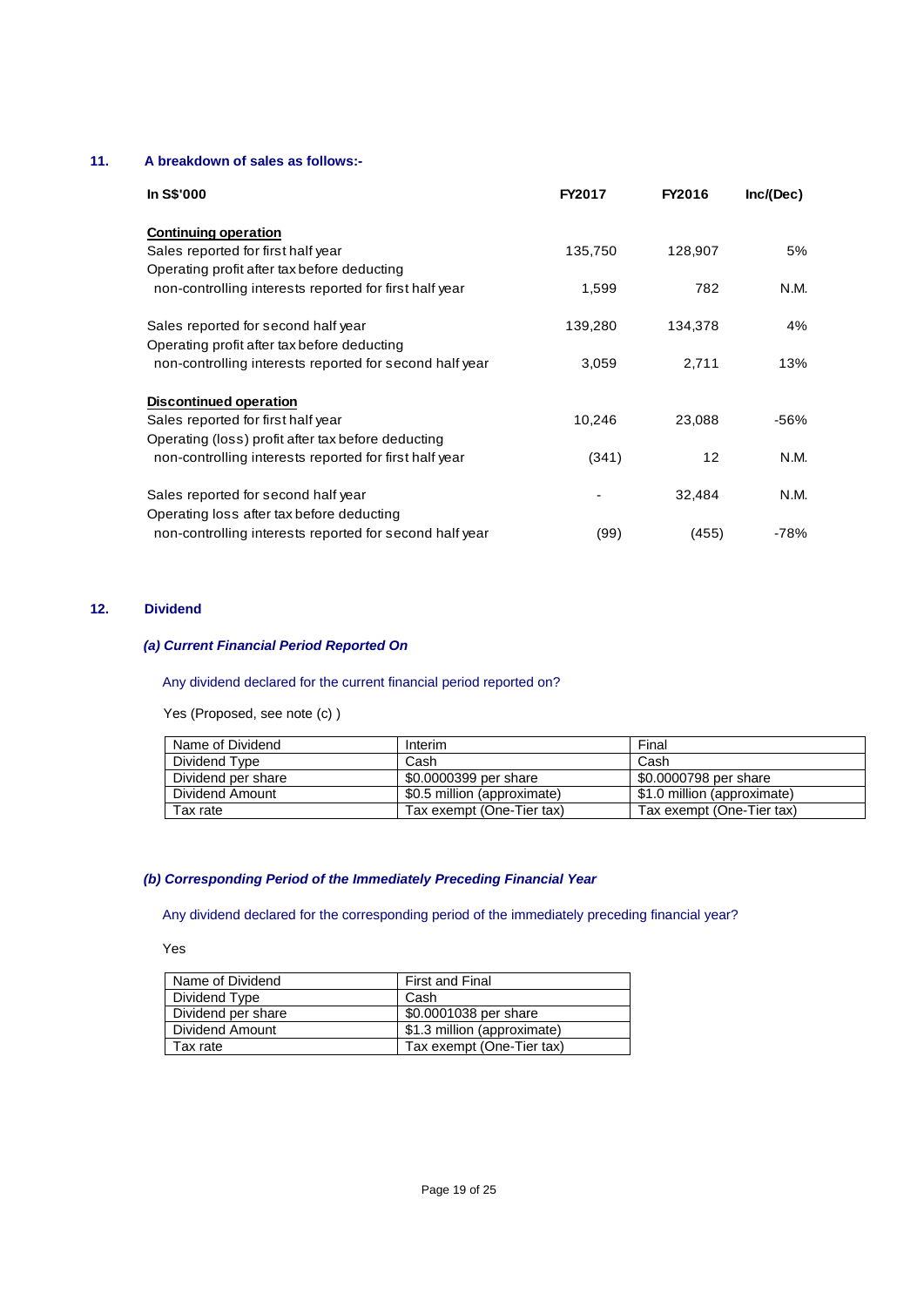## 11. A breakdown of sales as follows:-

| In S$'000 | FY2017 | FY2016 | Inc/(Dec) |
|---|---|---|---|
| **Continuing operation** | | | |
| Sales reported for first half year | 135,750 | 128,907 | 5% |
| Operating profit after tax before deducting non-controlling interests reported for first half year | 1,599 | 782 | N.M. |
| Sales reported for second half year | 139,280 | 134,378 | 4% |
| Operating profit after tax before deducting non-controlling interests reported for second half year | 3,059 | 2,711 | 13% |
| **Discontinued operation** | | | |
| Sales reported for first half year | 10,246 | 23,088 | -56% |
| Operating (loss) profit after tax before deducting non-controlling interests reported for first half year | (341) | 12 | N.M. |
| Sales reported for second half year | - | 32,484 | N.M. |
| Operating loss after tax before deducting non-controlling interests reported for second half year | (99) | (455) | -78% |

## 12. Dividend

### *(a) Current Financial Period Reported On*

Any dividend declared for the current financial period reported on?

Yes (Proposed, see note (c) )

| Name of Dividend | Interim | Final |
|---|---|---|
| Dividend Type | Cash | Cash |
| Dividend per share | $0.0000399 per share | $0.0000798 per share |
| Dividend Amount | $0.5 million (approximate) | $1.0 million (approximate) |
| Tax rate | Tax exempt (One-Tier tax) | Tax exempt (One-Tier tax) |

### *(b) Corresponding Period of the Immediately Preceding Financial Year*

Any dividend declared for the corresponding period of the immediately preceding financial year?

Yes

| Name of Dividend | First and Final |
|---|---|
| Dividend Type | Cash |
| Dividend per share | $0.0001038 per share |
| Dividend Amount | $1.3 million (approximate) |
| Tax rate | Tax exempt (One-Tier tax) |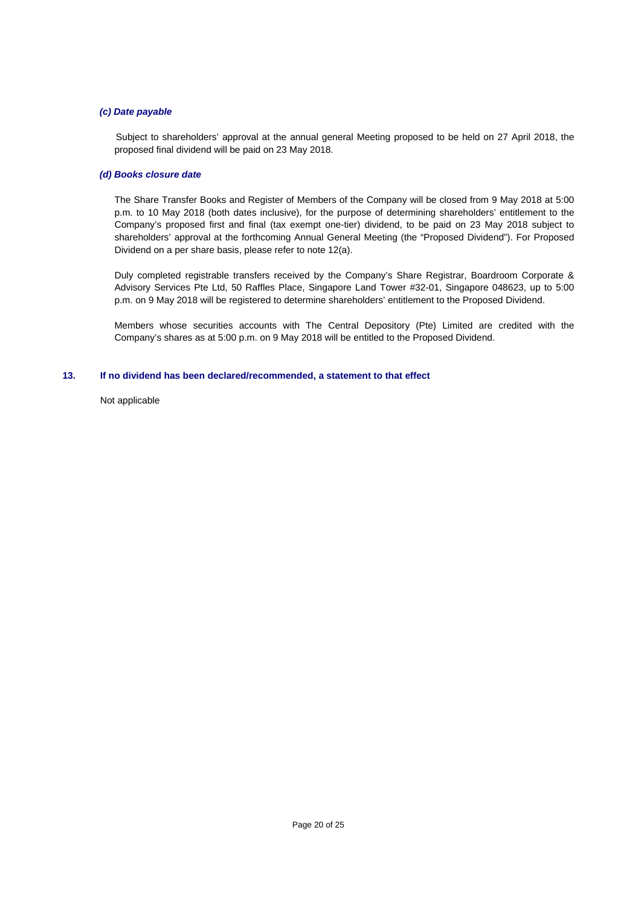***(c) Date payable***

Subject to shareholders' approval at the annual general Meeting proposed to be held on 27 April 2018, the proposed final dividend will be paid on 23 May 2018.

***(d) Books closure date***

The Share Transfer Books and Register of Members of the Company will be closed from 9 May 2018 at 5:00 p.m. to 10 May 2018 (both dates inclusive), for the purpose of determining shareholders' entitlement to the Company's proposed first and final (tax exempt one-tier) dividend, to be paid on 23 May 2018 subject to shareholders' approval at the forthcoming Annual General Meeting (the "Proposed Dividend"). For Proposed Dividend on a per share basis, please refer to note 12(a).

Duly completed registrable transfers received by the Company's Share Registrar, Boardroom Corporate & Advisory Services Pte Ltd, 50 Raffles Place, Singapore Land Tower #32-01, Singapore 048623, up to 5:00 p.m. on 9 May 2018 will be registered to determine shareholders' entitlement to the Proposed Dividend.

Members whose securities accounts with The Central Depository (Pte) Limited are credited with the Company's shares as at 5:00 p.m. on 9 May 2018 will be entitled to the Proposed Dividend.

**13. If no dividend has been declared/recommended, a statement to that effect**

Not applicable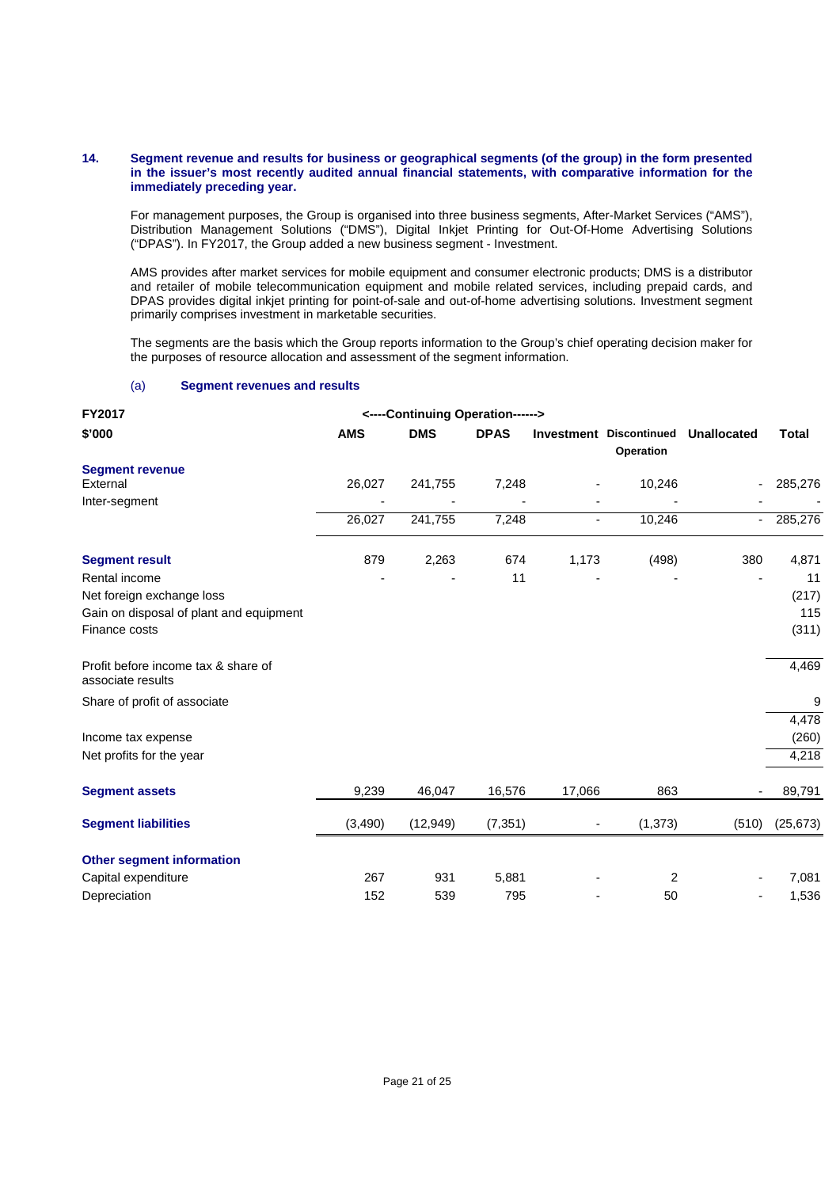**14. Segment revenue and results for business or geographical segments (of the group) in the form presented in the issuer's most recently audited annual financial statements, with comparative information for the immediately preceding year.**

For management purposes, the Group is organised into three business segments, After-Market Services ("AMS"), Distribution Management Solutions ("DMS"), Digital Inkjet Printing for Out-Of-Home Advertising Solutions ("DPAS"). In FY2017, the Group added a new business segment - Investment.

AMS provides after market services for mobile equipment and consumer electronic products; DMS is a distributor and retailer of mobile telecommunication equipment and mobile related services, including prepaid cards, and DPAS provides digital inkjet printing for point-of-sale and out-of-home advertising solutions. Investment segment primarily comprises investment in marketable securities.

The segments are the basis which the Group reports information to the Group's chief operating decision maker for the purposes of resource allocation and assessment of the segment information.

(a) **Segment revenues and results**

| **FY2017** | <----Continuing Operation------> | | | | | | |
|---|---|---|---|---|---|---|---|
| **$'000** | **AMS** | **DMS** | **DPAS** | **Investment** | **Discontinued Operation** | **Unallocated** | **Total** |
| **Segment revenue** | | | | | | | |
| External | 26,027 | 241,755 | 7,248 | - | 10,246 | - | 285,276 |
| Inter-segment | - | - | - | - | - | - | - |
| | 26,027 | 241,755 | 7,248 | - | 10,246 | - | 285,276 |
| **Segment result** | 879 | 2,263 | 674 | 1,173 | (498) | 380 | 4,871 |
| Rental income | - | - | 11 | - | - | - | 11 |
| Net foreign exchange loss | | | | | | | (217) |
| Gain on disposal of plant and equipment | | | | | | | 115 |
| Finance costs | | | | | | | (311) |
| Profit before income tax & share of associate results | | | | | | | 4,469 |
| Share of profit of associate | | | | | | | 9 |
| | | | | | | | 4,478 |
| Income tax expense | | | | | | | (260) |
| Net profits for the year | | | | | | | 4,218 |
| **Segment assets** | 9,239 | 46,047 | 16,576 | 17,066 | 863 | - | 89,791 |
| **Segment liabilities** | (3,490) | (12,949) | (7,351) | - | (1,373) | (510) | (25,673) |
| **Other segment information** | | | | | | | |
| Capital expenditure | 267 | 931 | 5,881 | - | 2 | - | 7,081 |
| Depreciation | 152 | 539 | 795 | - | 50 | - | 1,536 |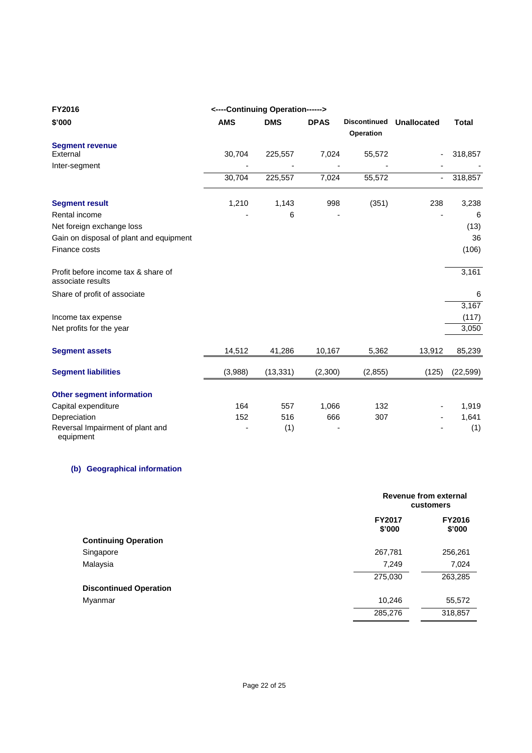| FY2016 | <----Continuing Operation------> | | | | | |
|---|---|---|---|---|---|---|
| $'000 | AMS | DMS | DPAS | Discontinued Operation | Unallocated | Total |
| **Segment revenue** | | | | | | |
| External | 30,704 | 225,557 | 7,024 | 55,572 | - | 318,857 |
| Inter-segment | - | - | - | - | - | - |
| | 30,704 | 225,557 | 7,024 | 55,572 | - | 318,857 |
| **Segment result** | 1,210 | 1,143 | 998 | (351) | 238 | 3,238 |
| Rental income | - | 6 | - | | - | 6 |
| Net foreign exchange loss | | | | | | (13) |
| Gain on disposal of plant and equipment | | | | | | 36 |
| Finance costs | | | | | | (106) |
| Profit before income tax & share of associate results | | | | | | 3,161 |
| Share of profit of associate | | | | | | 6 |
| | | | | | | 3,167 |
| Income tax expense | | | | | | (117) |
| Net profits for the year | | | | | | 3,050 |
| **Segment assets** | 14,512 | 41,286 | 10,167 | 5,362 | 13,912 | 85,239 |
| **Segment liabilities** | (3,988) | (13,331) | (2,300) | (2,855) | (125) | (22,599) |
| **Other segment information** | | | | | | |
| Capital expenditure | 164 | 557 | 1,066 | 132 | - | 1,919 |
| Depreciation | 152 | 516 | 666 | 307 | - | 1,641 |
| Reversal Impairment of plant and equipment | - | (1) | - | | - | (1) |

### (b) Geographical information

| | Revenue from external customers | |
|---|---|---|
| | FY2017 $'000 | FY2016 $'000 |
| **Continuing Operation** | | |
| Singapore | 267,781 | 256,261 |
| Malaysia | 7,249 | 7,024 |
| | 275,030 | 263,285 |
| **Discontinued Operation** | | |
| Myanmar | 10,246 | 55,572 |
| | 285,276 | 318,857 |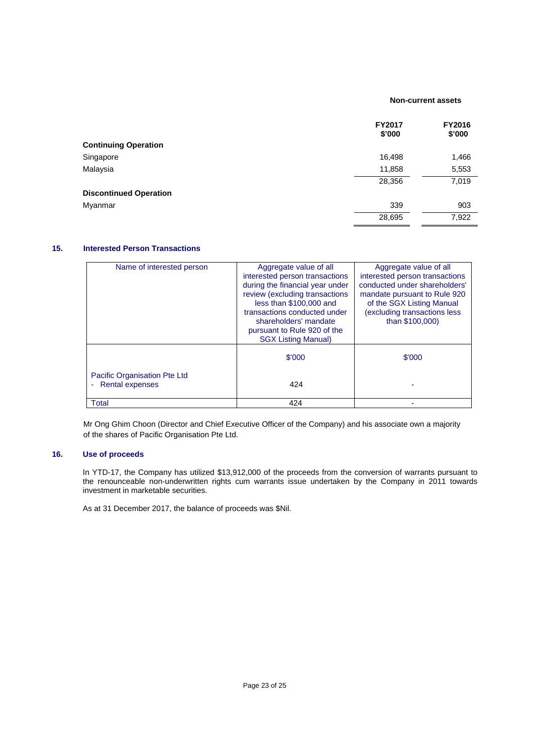| | Non-current assets | |
|---|---|---|
| | FY2017 $'000 | FY2016 $'000 |
| **Continuing Operation** | | |
| Singapore | 16,498 | 1,466 |
| Malaysia | 11,858 | 5,553 |
| | 28,356 | 7,019 |
| **Discontinued Operation** | | |
| Myanmar | 339 | 903 |
| | 28,695 | 7,922 |

## 15. Interested Person Transactions

| Name of interested person | Aggregate value of all interested person transactions during the financial year under review (excluding transactions less than $100,000 and transactions conducted under shareholders' mandate pursuant to Rule 920 of the SGX Listing Manual) | Aggregate value of all interested person transactions conducted under shareholders' mandate pursuant to Rule 920 of the SGX Listing Manual (excluding transactions less than $100,000) |
|---|---|---|
| | $'000 | $'000 |
| Pacific Organisation Pte Ltd<br>- Rental expenses | 424 | - |
| Total | 424 | - |

Mr Ong Ghim Choon (Director and Chief Executive Officer of the Company) and his associate own a majority of the shares of Pacific Organisation Pte Ltd.

## 16. Use of proceeds

In YTD-17, the Company has utilized $13,912,000 of the proceeds from the conversion of warrants pursuant to the renounceable non-underwritten rights cum warrants issue undertaken by the Company in 2011 towards investment in marketable securities.

As at 31 December 2017, the balance of proceeds was $Nil.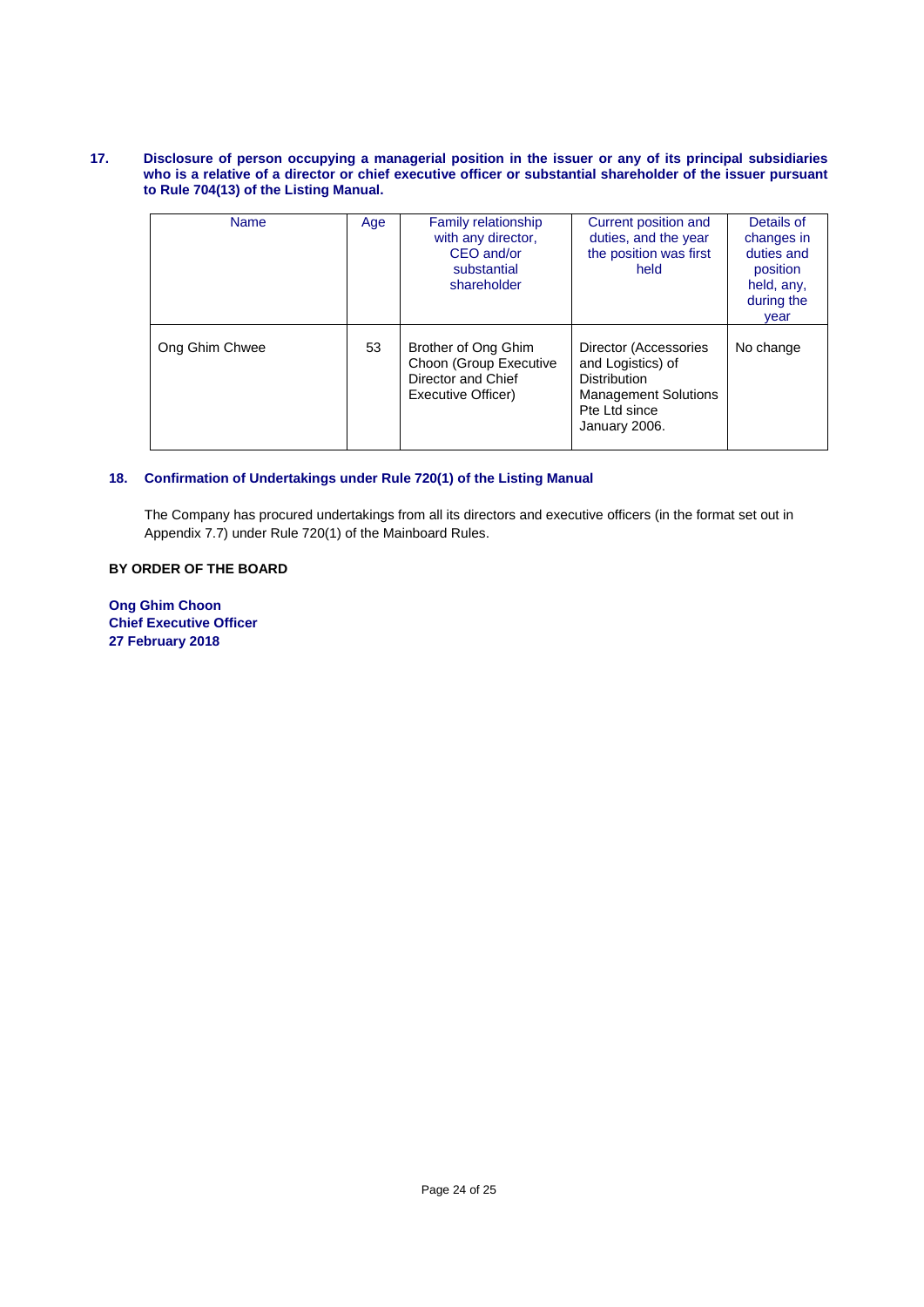**17. Disclosure of person occupying a managerial position in the issuer or any of its principal subsidiaries who is a relative of a director or chief executive officer or substantial shareholder of the issuer pursuant to Rule 704(13) of the Listing Manual.**

| Name | Age | Family relationship with any director, CEO and/or substantial shareholder | Current position and duties, and the year the position was first held | Details of changes in duties and position held, any, during the year |
|---|---|---|---|---|
| Ong Ghim Chwee | 53 | Brother of Ong Ghim Choon (Group Executive Director and Chief Executive Officer) | Director (Accessories and Logistics) of Distribution Management Solutions Pte Ltd since January 2006. | No change |

**18. Confirmation of Undertakings under Rule 720(1) of the Listing Manual**

The Company has procured undertakings from all its directors and executive officers (in the format set out in Appendix 7.7) under Rule 720(1) of the Mainboard Rules.

**BY ORDER OF THE BOARD**

**Ong Ghim Choon**
**Chief Executive Officer**
**27 February 2018**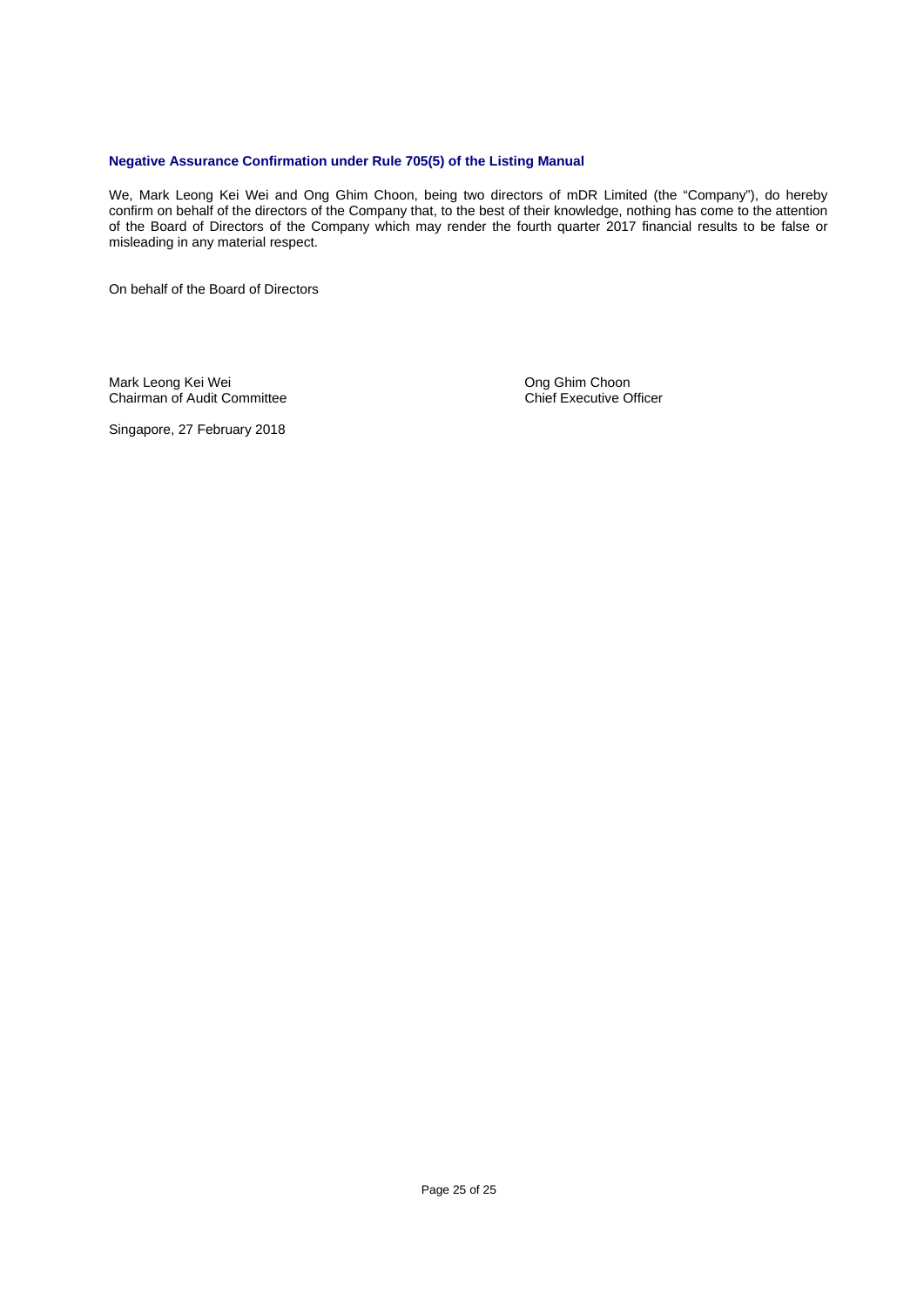**Negative Assurance Confirmation under Rule 705(5) of the Listing Manual**

We, Mark Leong Kei Wei and Ong Ghim Choon, being two directors of mDR Limited (the "Company"), do hereby confirm on behalf of the directors of the Company that, to the best of their knowledge, nothing has come to the attention of the Board of Directors of the Company which may render the fourth quarter 2017 financial results to be false or misleading in any material respect.

On behalf of the Board of Directors

Mark Leong Kei Wei
Chairman of Audit Committee

Ong Ghim Choon
Chief Executive Officer

Singapore, 27 February 2018